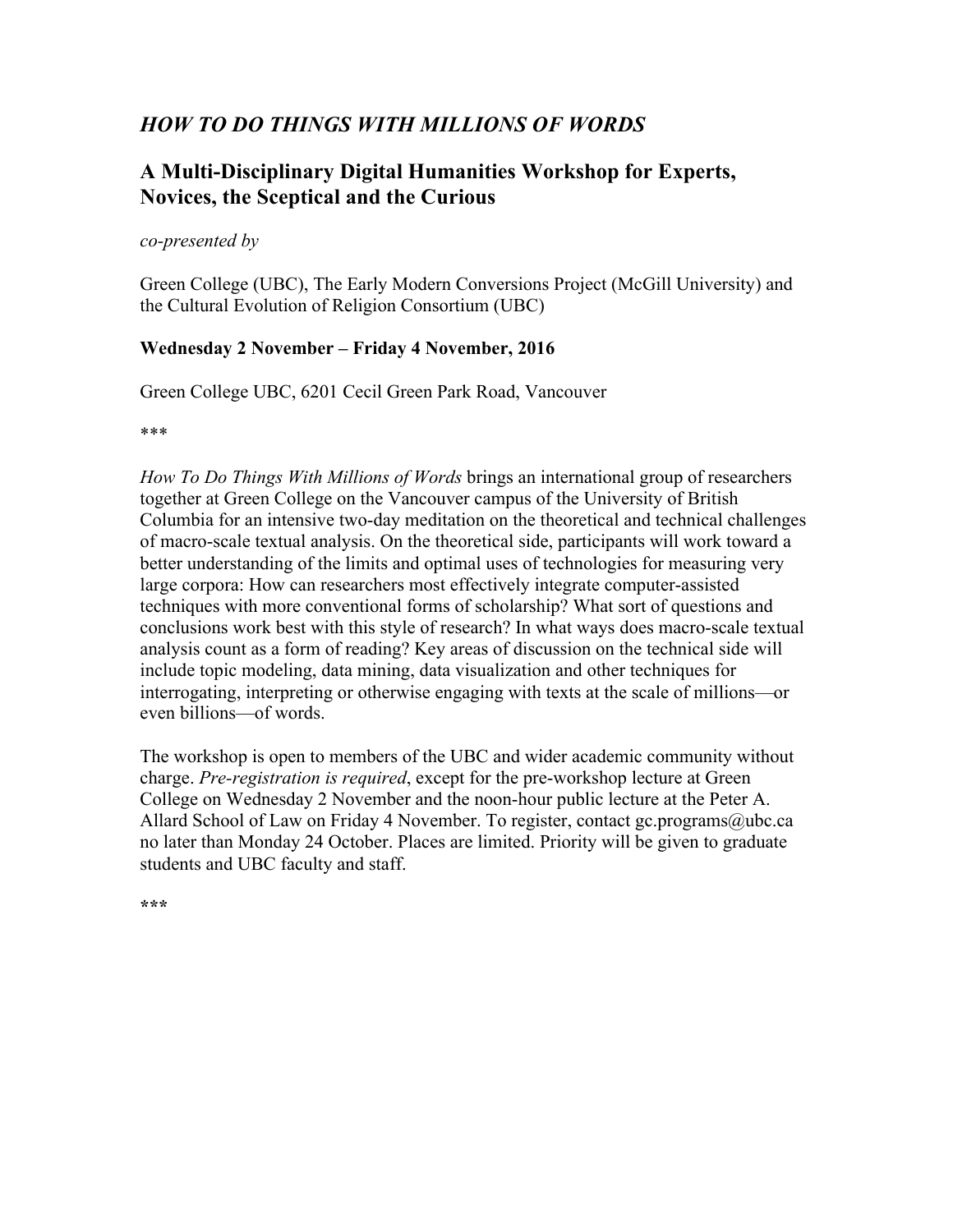## *HOW TO DO THINGS WITH MILLIONS OF WORDS*

## A Multi-Disciplinary Digital Humanities Workshop for Experts, Novices, the Sceptical and the Curious

*co-presented by*

Green College (UBC), The Early Modern Conversions Project (McGill University) and the Cultural Evolution of Religion Consortium (UBC)

**Wednesday 2 November – Friday 4 November, 2016**

Green College UBC, 6201 Cecil Green Park Road, Vancouver

***

*How To Do Things With Millions of Words* brings an international group of researchers together at Green College on the Vancouver campus of the University of British Columbia for an intensive two-day meditation on the theoretical and technical challenges of macro-scale textual analysis. On the theoretical side, participants will work toward a better understanding of the limits and optimal uses of technologies for measuring very large corpora: How can researchers most effectively integrate computer-assisted techniques with more conventional forms of scholarship? What sort of questions and conclusions work best with this style of research? In what ways does macro-scale textual analysis count as a form of reading? Key areas of discussion on the technical side will include topic modeling, data mining, data visualization and other techniques for interrogating, interpreting or otherwise engaging with texts at the scale of millions—or even billions—of words.

The workshop is open to members of the UBC and wider academic community without charge. *Pre-registration is required*, except for the pre-workshop lecture at Green College on Wednesday 2 November and the noon-hour public lecture at the Peter A. Allard School of Law on Friday 4 November. To register, contact gc.programs@ubc.ca no later than Monday 24 October. Places are limited. Priority will be given to graduate students and UBC faculty and staff.

***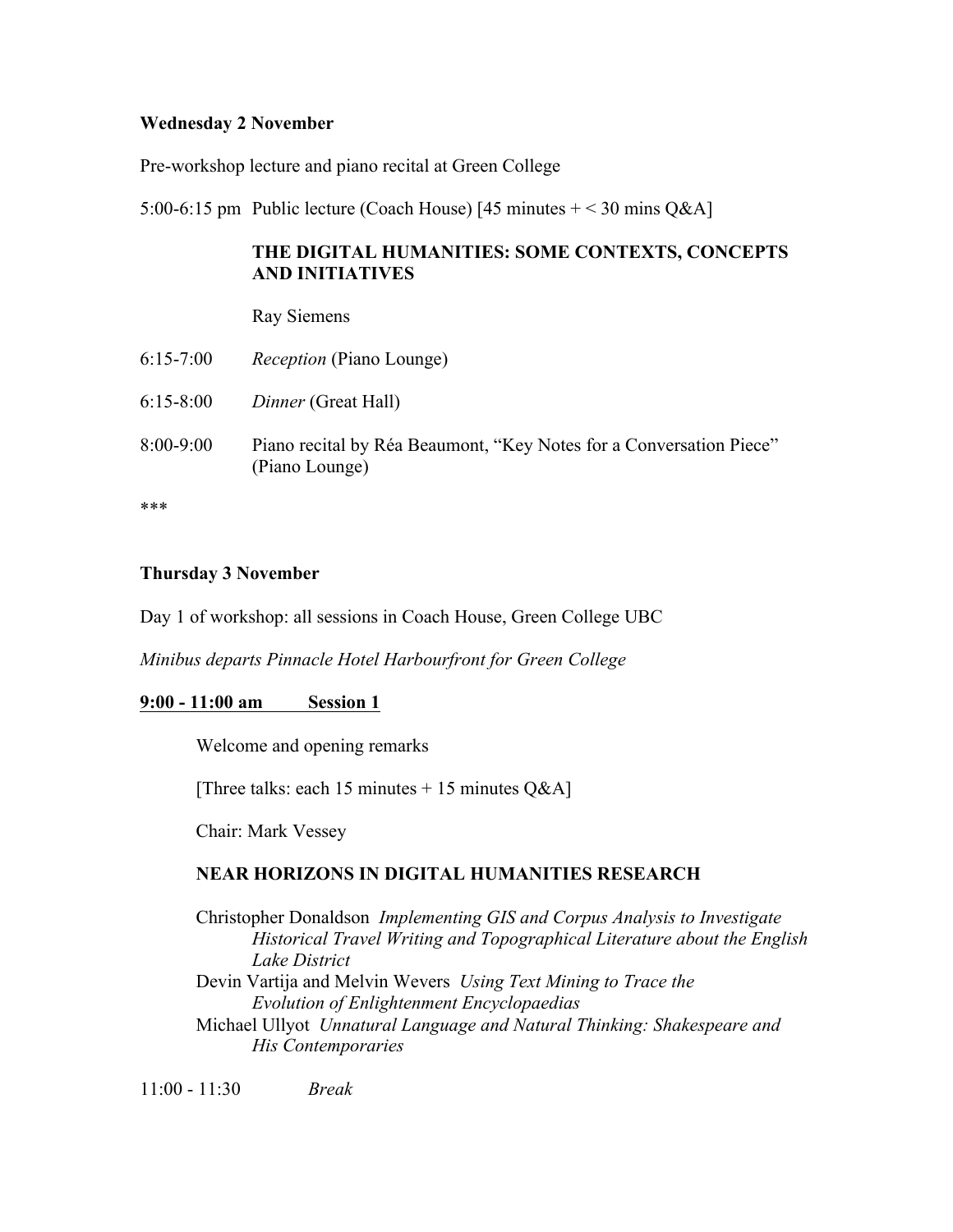**Wednesday 2 November**

Pre-workshop lecture and piano recital at Green College

5:00-6:15 pm Public lecture (Coach House) [45 minutes + < 30 mins Q&A]

**THE DIGITAL HUMANITIES: SOME CONTEXTS, CONCEPTS AND INITIATIVES**

Ray Siemens

6:15-7:00 *Reception* (Piano Lounge)

6:15-8:00 *Dinner* (Great Hall)

8:00-9:00 Piano recital by Réa Beaumont, "Key Notes for a Conversation Piece" (Piano Lounge)

***

**Thursday 3 November**

Day 1 of workshop: all sessions in Coach House, Green College UBC

*Minibus departs Pinnacle Hotel Harbourfront for Green College*

**9:00 - 11:00 am Session 1**

Welcome and opening remarks

[Three talks: each 15 minutes + 15 minutes Q&A]

Chair: Mark Vessey

**NEAR HORIZONS IN DIGITAL HUMANITIES RESEARCH**

Christopher Donaldson *Implementing GIS and Corpus Analysis to Investigate Historical Travel Writing and Topographical Literature about the English Lake District*
Devin Vartija and Melvin Wevers *Using Text Mining to Trace the Evolution of Enlightenment Encyclopaedias*
Michael Ullyot *Unnatural Language and Natural Thinking: Shakespeare and His Contemporaries*

11:00 - 11:30 *Break*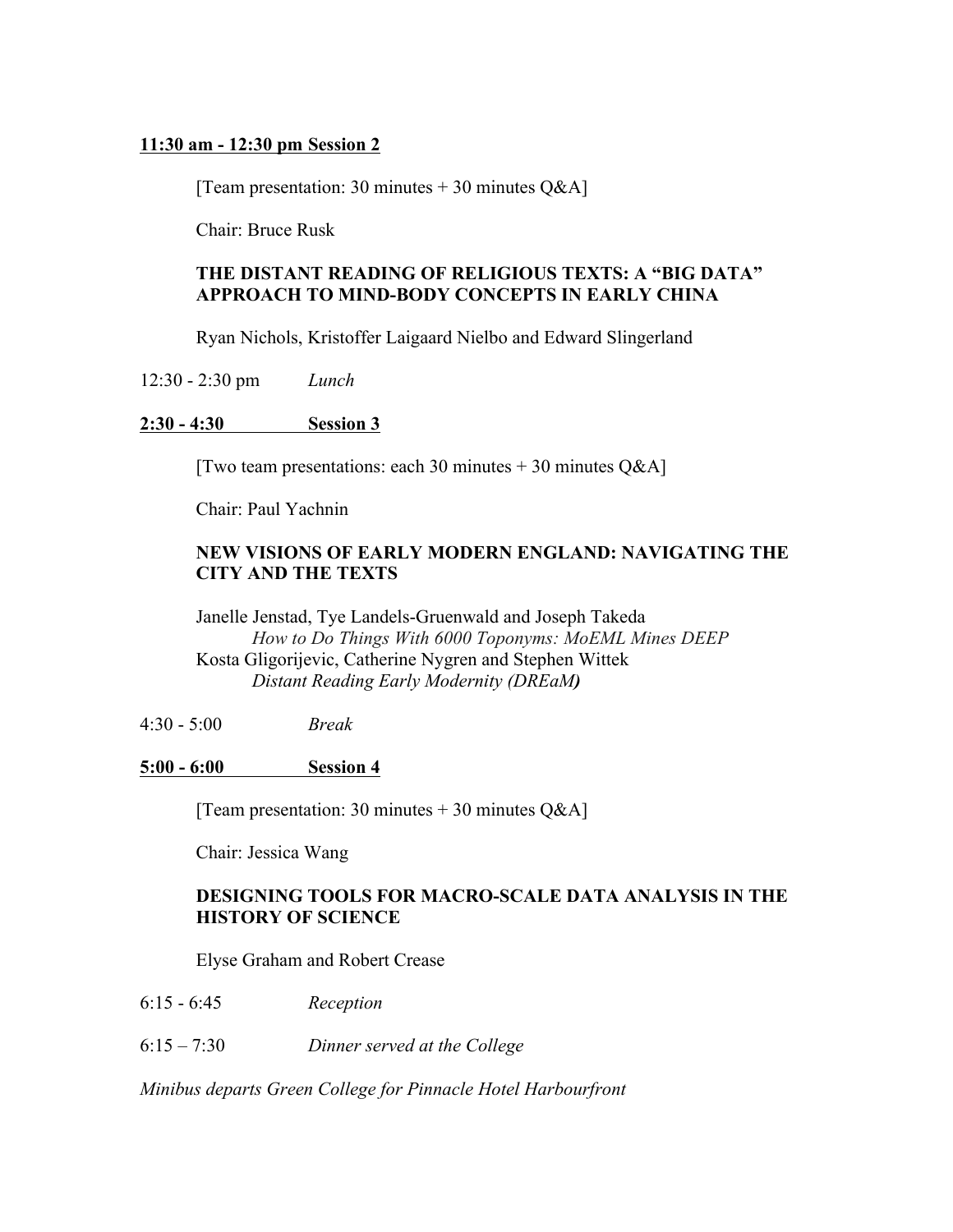**11:30 am - 12:30 pm Session 2**

[Team presentation: 30 minutes + 30 minutes Q&A]

Chair: Bruce Rusk

**THE DISTANT READING OF RELIGIOUS TEXTS: A "BIG DATA" APPROACH TO MIND-BODY CONCEPTS IN EARLY CHINA**

Ryan Nichols, Kristoffer Laigaard Nielbo and Edward Slingerland

12:30 - 2:30 pm *Lunch*

**2:30 - 4:30 Session 3**

[Two team presentations: each 30 minutes + 30 minutes Q&A]

Chair: Paul Yachnin

**NEW VISIONS OF EARLY MODERN ENGLAND: NAVIGATING THE CITY AND THE TEXTS**

Janelle Jenstad, Tye Landels-Gruenwald and Joseph Takeda
*How to Do Things With 6000 Toponyms: MoEML Mines DEEP*
Kosta Gligorijevic, Catherine Nygren and Stephen Wittek
*Distant Reading Early Modernity (DREaM)*

4:30 - 5:00 *Break*

**5:00 - 6:00 Session 4**

[Team presentation: 30 minutes + 30 minutes Q&A]

Chair: Jessica Wang

**DESIGNING TOOLS FOR MACRO-SCALE DATA ANALYSIS IN THE HISTORY OF SCIENCE**

Elyse Graham and Robert Crease

6:15 - 6:45 *Reception*

6:15 – 7:30 *Dinner served at the College*

*Minibus departs Green College for Pinnacle Hotel Harbourfront*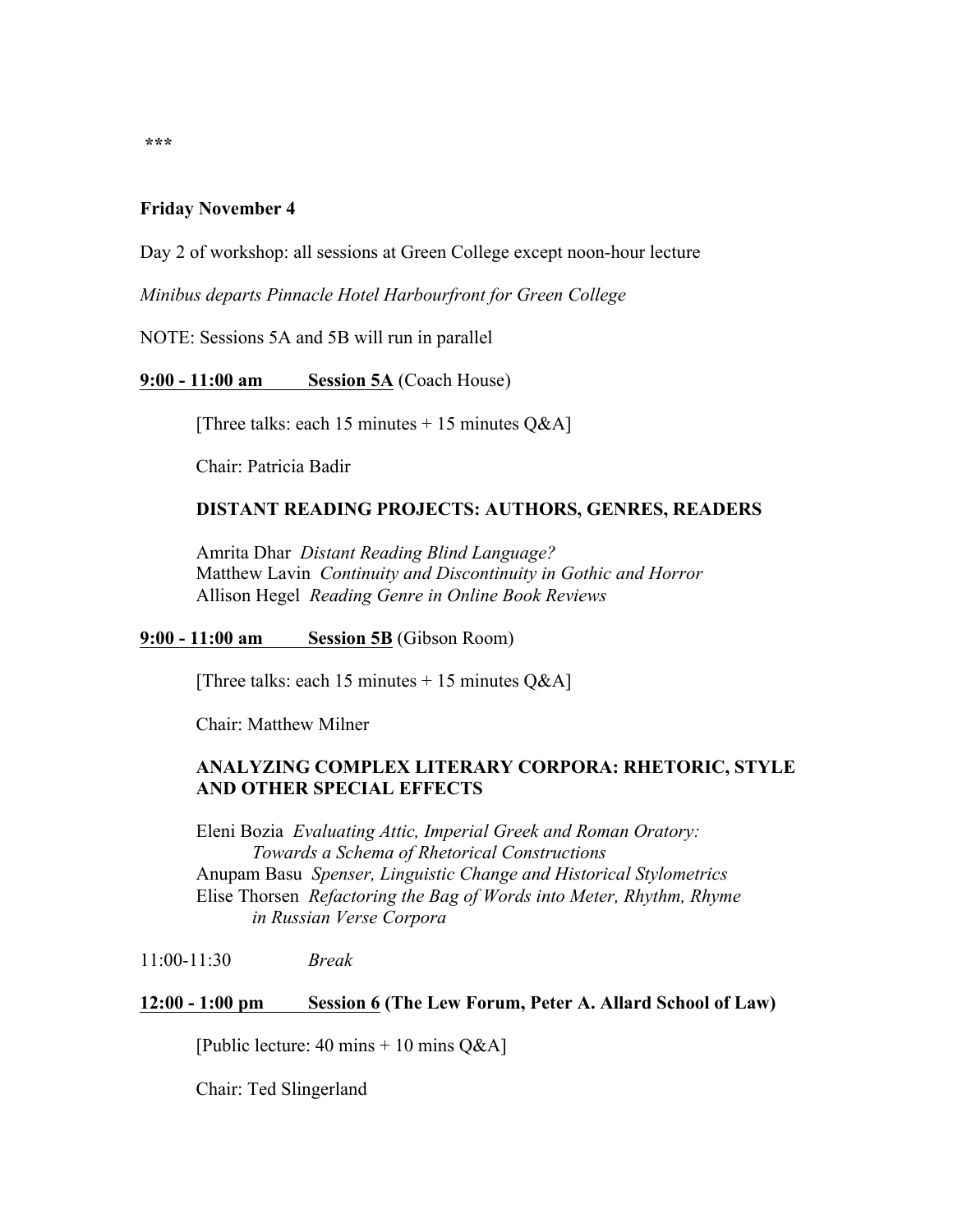***

**Friday November 4**

Day 2 of workshop: all sessions at Green College except noon-hour lecture

*Minibus departs Pinnacle Hotel Harbourfront for Green College*

NOTE: Sessions 5A and 5B will run in parallel

**9:00 - 11:00 am Session 5A** (Coach House)

[Three talks: each 15 minutes + 15 minutes Q&A]

Chair: Patricia Badir

**DISTANT READING PROJECTS: AUTHORS, GENRES, READERS**

Amrita Dhar *Distant Reading Blind Language?*
Matthew Lavin *Continuity and Discontinuity in Gothic and Horror*
Allison Hegel *Reading Genre in Online Book Reviews*

**9:00 - 11:00 am Session 5B** (Gibson Room)

[Three talks: each 15 minutes + 15 minutes Q&A]

Chair: Matthew Milner

**ANALYZING COMPLEX LITERARY CORPORA: RHETORIC, STYLE AND OTHER SPECIAL EFFECTS**

Eleni Bozia *Evaluating Attic, Imperial Greek and Roman Oratory: Towards a Schema of Rhetorical Constructions*
Anupam Basu *Spenser, Linguistic Change and Historical Stylometrics*
Elise Thorsen *Refactoring the Bag of Words into Meter, Rhythm, Rhyme in Russian Verse Corpora*

11:00-11:30 *Break*

**12:00 - 1:00 pm Session 6 (The Lew Forum, Peter A. Allard School of Law)**

[Public lecture: 40 mins + 10 mins Q&A]

Chair: Ted Slingerland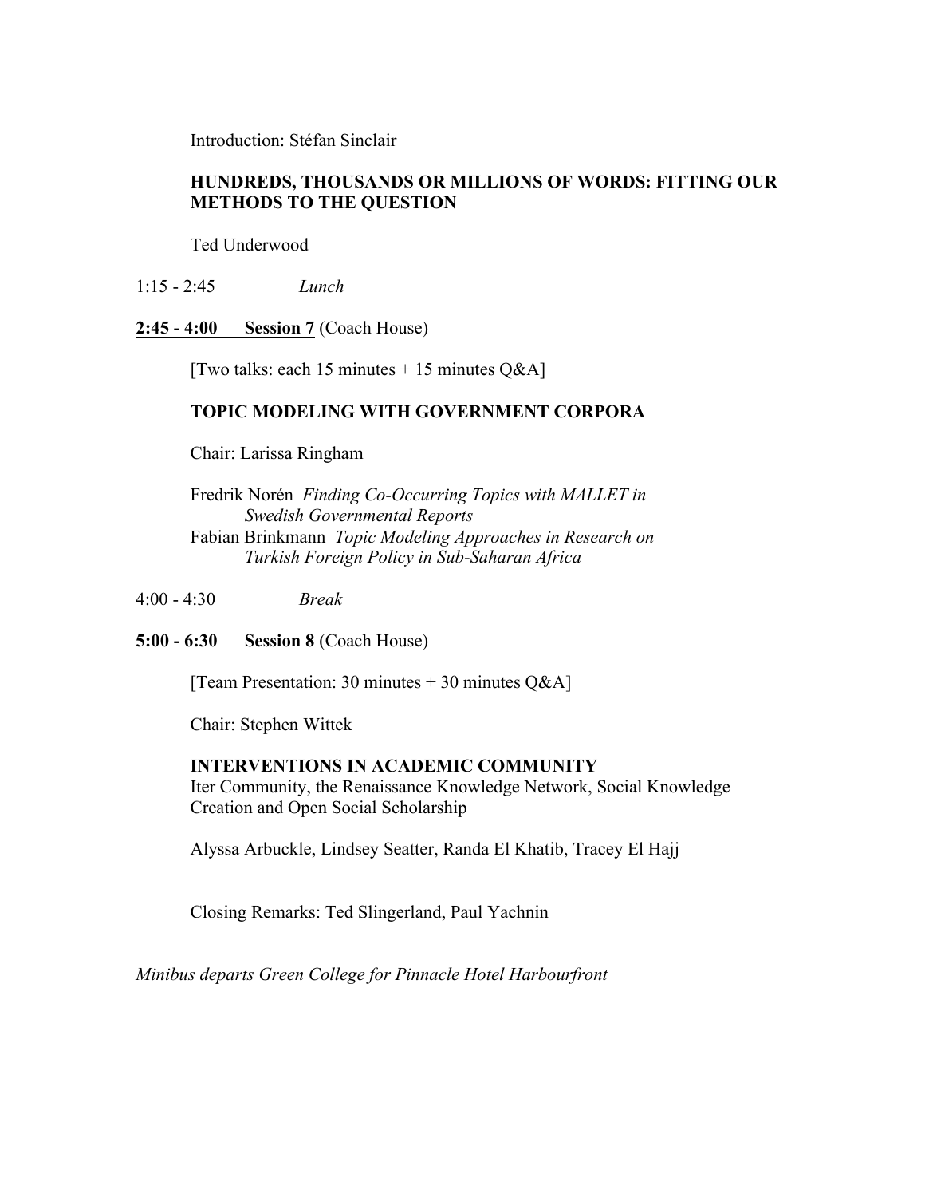Introduction: Stéfan Sinclair

**HUNDREDS, THOUSANDS OR MILLIONS OF WORDS: FITTING OUR METHODS TO THE QUESTION**

Ted Underwood

1:15 - 2:45 *Lunch*

**2:45 - 4:00 Session 7** (Coach House)

[Two talks: each 15 minutes + 15 minutes Q&A]

**TOPIC MODELING WITH GOVERNMENT CORPORA**

Chair: Larissa Ringham

Fredrik Norén *Finding Co-Occurring Topics with MALLET in Swedish Governmental Reports*
Fabian Brinkmann *Topic Modeling Approaches in Research on Turkish Foreign Policy in Sub-Saharan Africa*

4:00 - 4:30 *Break*

**5:00 - 6:30 Session 8** (Coach House)

[Team Presentation: 30 minutes + 30 minutes Q&A]

Chair: Stephen Wittek

**INTERVENTIONS IN ACADEMIC COMMUNITY**
Iter Community, the Renaissance Knowledge Network, Social Knowledge Creation and Open Social Scholarship

Alyssa Arbuckle, Lindsey Seatter, Randa El Khatib, Tracey El Hajj

Closing Remarks: Ted Slingerland, Paul Yachnin

*Minibus departs Green College for Pinnacle Hotel Harbourfront*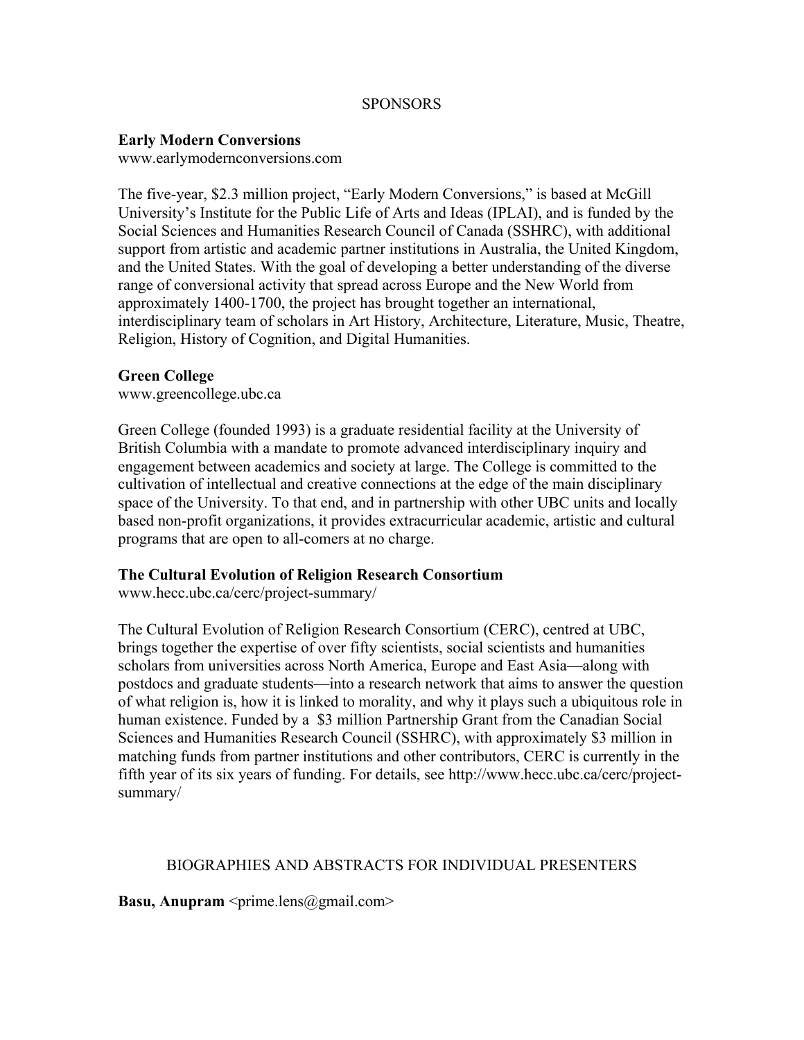## SPONSORS

**Early Modern Conversions**
www.earlymodernconversions.com

The five-year, $2.3 million project, "Early Modern Conversions," is based at McGill University's Institute for the Public Life of Arts and Ideas (IPLAI), and is funded by the Social Sciences and Humanities Research Council of Canada (SSHRC), with additional support from artistic and academic partner institutions in Australia, the United Kingdom, and the United States. With the goal of developing a better understanding of the diverse range of conversional activity that spread across Europe and the New World from approximately 1400-1700, the project has brought together an international, interdisciplinary team of scholars in Art History, Architecture, Literature, Music, Theatre, Religion, History of Cognition, and Digital Humanities.

**Green College**
www.greencollege.ubc.ca

Green College (founded 1993) is a graduate residential facility at the University of British Columbia with a mandate to promote advanced interdisciplinary inquiry and engagement between academics and society at large. The College is committed to the cultivation of intellectual and creative connections at the edge of the main disciplinary space of the University. To that end, and in partnership with other UBC units and locally based non-profit organizations, it provides extracurricular academic, artistic and cultural programs that are open to all-comers at no charge.

**The Cultural Evolution of Religion Research Consortium**
www.hecc.ubc.ca/cerc/project-summary/

The Cultural Evolution of Religion Research Consortium (CERC), centred at UBC, brings together the expertise of over fifty scientists, social scientists and humanities scholars from universities across North America, Europe and East Asia—along with postdocs and graduate students—into a research network that aims to answer the question of what religion is, how it is linked to morality, and why it plays such a ubiquitous role in human existence. Funded by a $3 million Partnership Grant from the Canadian Social Sciences and Humanities Research Council (SSHRC), with approximately $3 million in matching funds from partner institutions and other contributors, CERC is currently in the fifth year of its six years of funding. For details, see http://www.hecc.ubc.ca/cerc/project-summary/

## BIOGRAPHIES AND ABSTRACTS FOR INDIVIDUAL PRESENTERS

**Basu, Anupram** <prime.lens@gmail.com>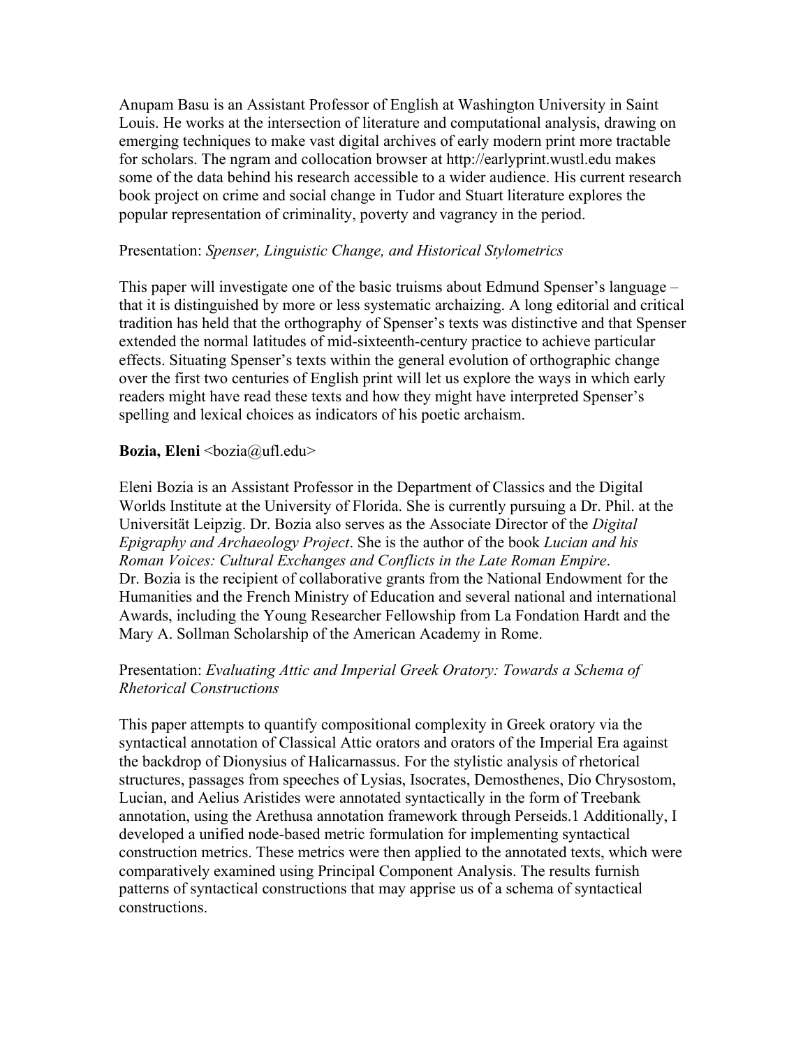Anupam Basu is an Assistant Professor of English at Washington University in Saint Louis. He works at the intersection of literature and computational analysis, drawing on emerging techniques to make vast digital archives of early modern print more tractable for scholars. The ngram and collocation browser at http://earlyprint.wustl.edu makes some of the data behind his research accessible to a wider audience. His current research book project on crime and social change in Tudor and Stuart literature explores the popular representation of criminality, poverty and vagrancy in the period.

Presentation: *Spenser, Linguistic Change, and Historical Stylometrics*

This paper will investigate one of the basic truisms about Edmund Spenser's language – that it is distinguished by more or less systematic archaizing. A long editorial and critical tradition has held that the orthography of Spenser's texts was distinctive and that Spenser extended the normal latitudes of mid-sixteenth-century practice to achieve particular effects. Situating Spenser's texts within the general evolution of orthographic change over the first two centuries of English print will let us explore the ways in which early readers might have read these texts and how they might have interpreted Spenser's spelling and lexical choices as indicators of his poetic archaism.

**Bozia, Eleni** <bozia@ufl.edu>

Eleni Bozia is an Assistant Professor in the Department of Classics and the Digital Worlds Institute at the University of Florida. She is currently pursuing a Dr. Phil. at the Universität Leipzig. Dr. Bozia also serves as the Associate Director of the *Digital Epigraphy and Archaeology Project*. She is the author of the book *Lucian and his Roman Voices: Cultural Exchanges and Conflicts in the Late Roman Empire*. Dr. Bozia is the recipient of collaborative grants from the National Endowment for the Humanities and the French Ministry of Education and several national and international Awards, including the Young Researcher Fellowship from La Fondation Hardt and the Mary A. Sollman Scholarship of the American Academy in Rome.

Presentation: *Evaluating Attic and Imperial Greek Oratory: Towards a Schema of Rhetorical Constructions*

This paper attempts to quantify compositional complexity in Greek oratory via the syntactical annotation of Classical Attic orators and orators of the Imperial Era against the backdrop of Dionysius of Halicarnassus. For the stylistic analysis of rhetorical structures, passages from speeches of Lysias, Isocrates, Demosthenes, Dio Chrysostom, Lucian, and Aelius Aristides were annotated syntactically in the form of Treebank annotation, using the Arethusa annotation framework through Perseids.[1] Additionally, I developed a unified node-based metric formulation for implementing syntactical construction metrics. These metrics were then applied to the annotated texts, which were comparatively examined using Principal Component Analysis. The results furnish patterns of syntactical constructions that may apprise us of a schema of syntactical constructions.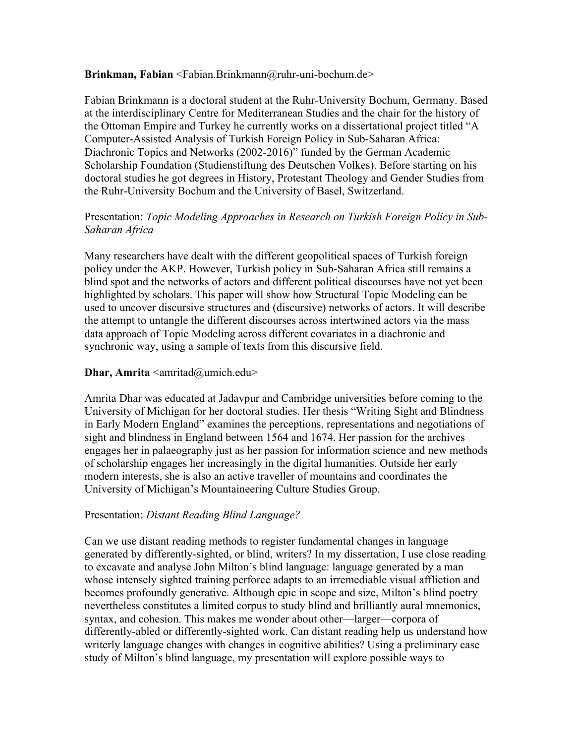**Brinkman, Fabian** <Fabian.Brinkmann@ruhr-uni-bochum.de>

Fabian Brinkmann is a doctoral student at the Ruhr-University Bochum, Germany. Based at the interdisciplinary Centre for Mediterranean Studies and the chair for the history of the Ottoman Empire and Turkey he currently works on a dissertational project titled "A Computer-Assisted Analysis of Turkish Foreign Policy in Sub-Saharan Africa: Diachronic Topics and Networks (2002-2016)" funded by the German Academic Scholarship Foundation (Studienstiftung des Deutschen Volkes). Before starting on his doctoral studies he got degrees in History, Protestant Theology and Gender Studies from the Ruhr-University Bochum and the University of Basel, Switzerland.

Presentation: *Topic Modeling Approaches in Research on Turkish Foreign Policy in Sub-Saharan Africa*

Many researchers have dealt with the different geopolitical spaces of Turkish foreign policy under the AKP. However, Turkish policy in Sub-Saharan Africa still remains a blind spot and the networks of actors and different political discourses have not yet been highlighted by scholars. This paper will show how Structural Topic Modeling can be used to uncover discursive structures and (discursive) networks of actors. It will describe the attempt to untangle the different discourses across intertwined actors via the mass data approach of Topic Modeling across different covariates in a diachronic and synchronic way, using a sample of texts from this discursive field.

**Dhar, Amrita** <amritad@umich.edu>

Amrita Dhar was educated at Jadavpur and Cambridge universities before coming to the University of Michigan for her doctoral studies. Her thesis "Writing Sight and Blindness in Early Modern England" examines the perceptions, representations and negotiations of sight and blindness in England between 1564 and 1674. Her passion for the archives engages her in palaeography just as her passion for information science and new methods of scholarship engages her increasingly in the digital humanities. Outside her early modern interests, she is also an active traveller of mountains and coordinates the University of Michigan's Mountaineering Culture Studies Group.

Presentation: *Distant Reading Blind Language?*

Can we use distant reading methods to register fundamental changes in language generated by differently-sighted, or blind, writers? In my dissertation, I use close reading to excavate and analyse John Milton's blind language: language generated by a man whose intensely sighted training perforce adapts to an irremediable visual affliction and becomes profoundly generative. Although epic in scope and size, Milton's blind poetry nevertheless constitutes a limited corpus to study blind and brilliantly aural mnemonics, syntax, and cohesion. This makes me wonder about other—larger—corpora of differently-abled or differently-sighted work. Can distant reading help us understand how writerly language changes with changes in cognitive abilities? Using a preliminary case study of Milton's blind language, my presentation will explore possible ways to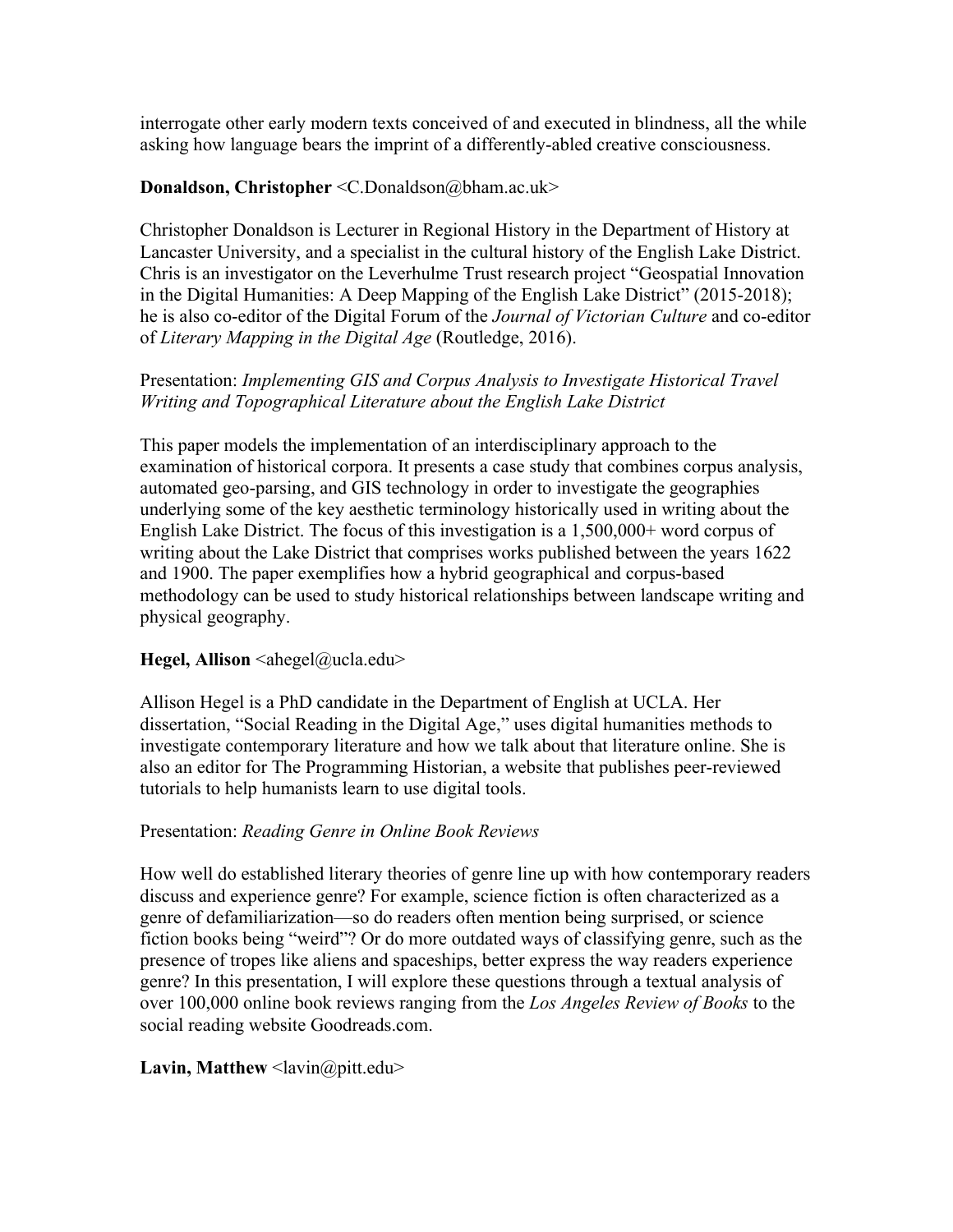interrogate other early modern texts conceived of and executed in blindness, all the while asking how language bears the imprint of a differently-abled creative consciousness.

**Donaldson, Christopher** <C.Donaldson@bham.ac.uk>

Christopher Donaldson is Lecturer in Regional History in the Department of History at Lancaster University, and a specialist in the cultural history of the English Lake District. Chris is an investigator on the Leverhulme Trust research project "Geospatial Innovation in the Digital Humanities: A Deep Mapping of the English Lake District" (2015-2018); he is also co-editor of the Digital Forum of the *Journal of Victorian Culture* and co-editor of *Literary Mapping in the Digital Age* (Routledge, 2016).

Presentation: *Implementing GIS and Corpus Analysis to Investigate Historical Travel Writing and Topographical Literature about the English Lake District*

This paper models the implementation of an interdisciplinary approach to the examination of historical corpora. It presents a case study that combines corpus analysis, automated geo-parsing, and GIS technology in order to investigate the geographies underlying some of the key aesthetic terminology historically used in writing about the English Lake District. The focus of this investigation is a 1,500,000+ word corpus of writing about the Lake District that comprises works published between the years 1622 and 1900. The paper exemplifies how a hybrid geographical and corpus-based methodology can be used to study historical relationships between landscape writing and physical geography.

**Hegel, Allison** <ahegel@ucla.edu>

Allison Hegel is a PhD candidate in the Department of English at UCLA. Her dissertation, "Social Reading in the Digital Age," uses digital humanities methods to investigate contemporary literature and how we talk about that literature online. She is also an editor for The Programming Historian, a website that publishes peer-reviewed tutorials to help humanists learn to use digital tools.

Presentation: *Reading Genre in Online Book Reviews*

How well do established literary theories of genre line up with how contemporary readers discuss and experience genre? For example, science fiction is often characterized as a genre of defamiliarization—so do readers often mention being surprised, or science fiction books being "weird"? Or do more outdated ways of classifying genre, such as the presence of tropes like aliens and spaceships, better express the way readers experience genre? In this presentation, I will explore these questions through a textual analysis of over 100,000 online book reviews ranging from the *Los Angeles Review of Books* to the social reading website Goodreads.com.

**Lavin, Matthew** <lavin@pitt.edu>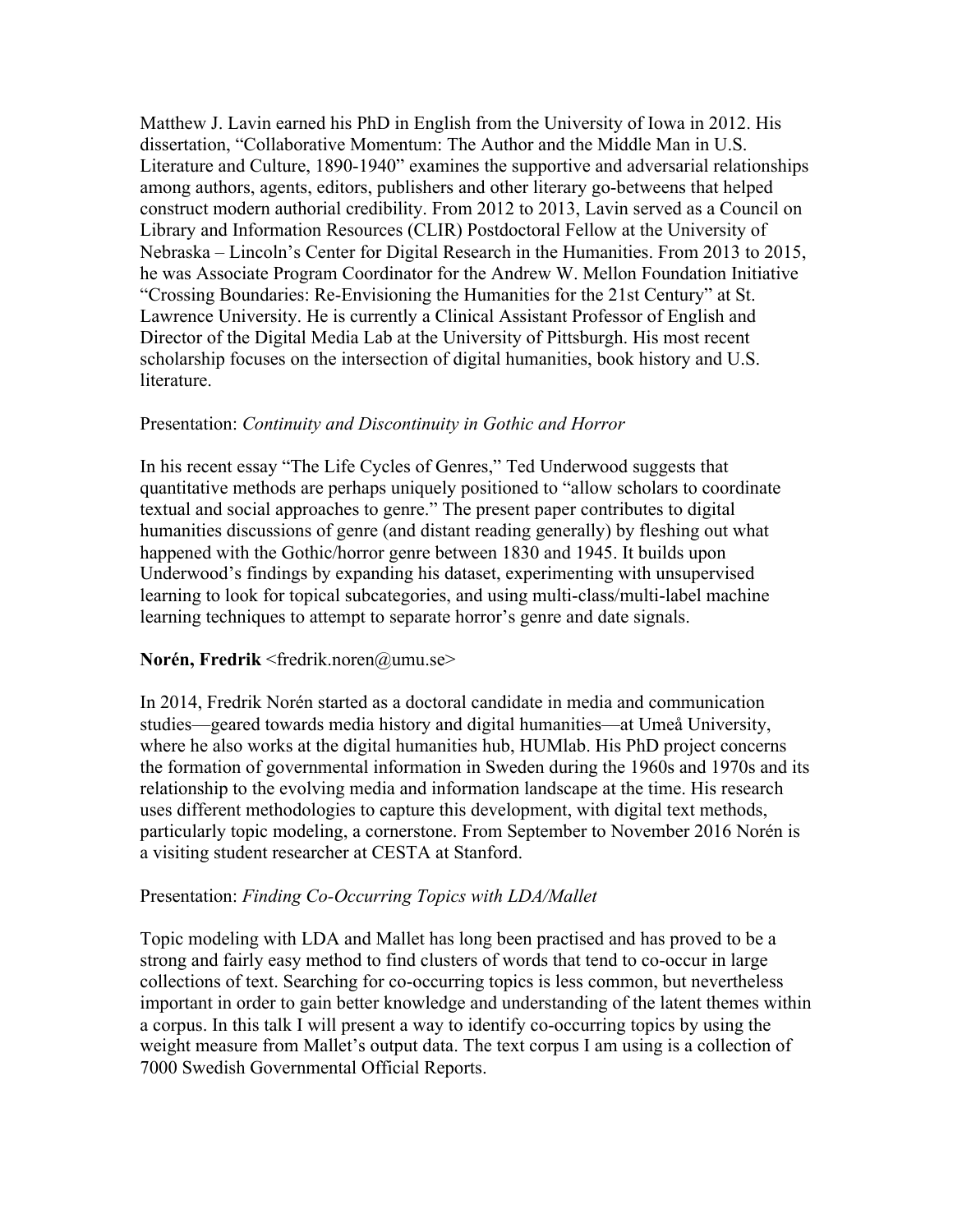Matthew J. Lavin earned his PhD in English from the University of Iowa in 2012. His dissertation, "Collaborative Momentum: The Author and the Middle Man in U.S. Literature and Culture, 1890-1940" examines the supportive and adversarial relationships among authors, agents, editors, publishers and other literary go-betweens that helped construct modern authorial credibility. From 2012 to 2013, Lavin served as a Council on Library and Information Resources (CLIR) Postdoctoral Fellow at the University of Nebraska – Lincoln's Center for Digital Research in the Humanities. From 2013 to 2015, he was Associate Program Coordinator for the Andrew W. Mellon Foundation Initiative "Crossing Boundaries: Re-Envisioning the Humanities for the 21st Century" at St. Lawrence University. He is currently a Clinical Assistant Professor of English and Director of the Digital Media Lab at the University of Pittsburgh. His most recent scholarship focuses on the intersection of digital humanities, book history and U.S. literature.

Presentation: *Continuity and Discontinuity in Gothic and Horror*

In his recent essay "The Life Cycles of Genres," Ted Underwood suggests that quantitative methods are perhaps uniquely positioned to "allow scholars to coordinate textual and social approaches to genre." The present paper contributes to digital humanities discussions of genre (and distant reading generally) by fleshing out what happened with the Gothic/horror genre between 1830 and 1945. It builds upon Underwood's findings by expanding his dataset, experimenting with unsupervised learning to look for topical subcategories, and using multi-class/multi-label machine learning techniques to attempt to separate horror's genre and date signals.

**Norén, Fredrik** <fredrik.noren@umu.se>

In 2014, Fredrik Norén started as a doctoral candidate in media and communication studies—geared towards media history and digital humanities—at Umeå University, where he also works at the digital humanities hub, HUMlab. His PhD project concerns the formation of governmental information in Sweden during the 1960s and 1970s and its relationship to the evolving media and information landscape at the time. His research uses different methodologies to capture this development, with digital text methods, particularly topic modeling, a cornerstone. From September to November 2016 Norén is a visiting student researcher at CESTA at Stanford.

Presentation: *Finding Co-Occurring Topics with LDA/Mallet*

Topic modeling with LDA and Mallet has long been practised and has proved to be a strong and fairly easy method to find clusters of words that tend to co-occur in large collections of text. Searching for co-occurring topics is less common, but nevertheless important in order to gain better knowledge and understanding of the latent themes within a corpus. In this talk I will present a way to identify co-occurring topics by using the weight measure from Mallet's output data. The text corpus I am using is a collection of 7000 Swedish Governmental Official Reports.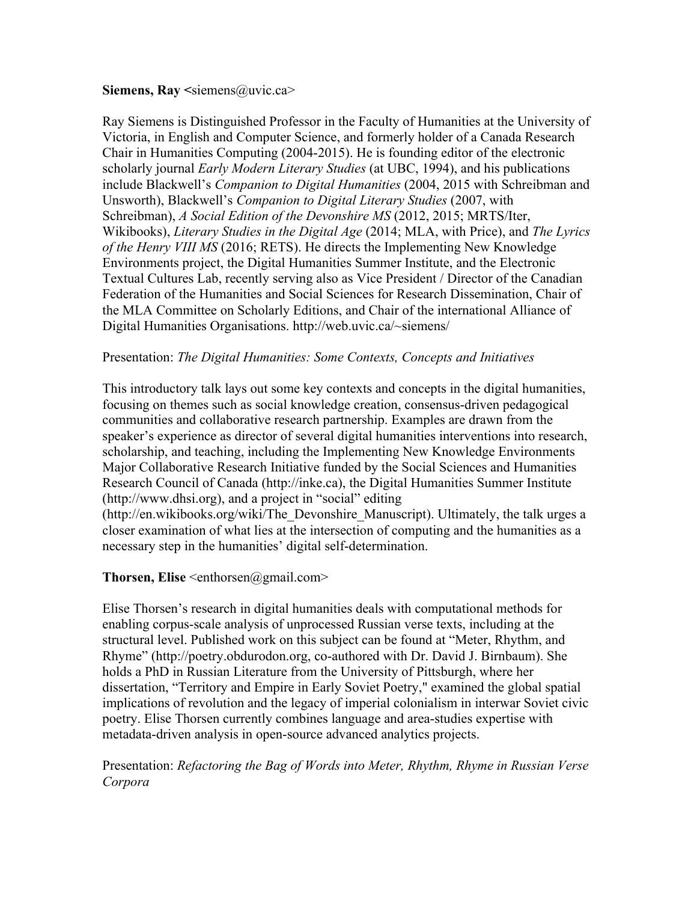**Siemens, Ray <**siemens@uvic.ca>

Ray Siemens is Distinguished Professor in the Faculty of Humanities at the University of Victoria, in English and Computer Science, and formerly holder of a Canada Research Chair in Humanities Computing (2004-2015). He is founding editor of the electronic scholarly journal *Early Modern Literary Studies* (at UBC, 1994), and his publications include Blackwell's *Companion to Digital Humanities* (2004, 2015 with Schreibman and Unsworth), Blackwell's *Companion to Digital Literary Studies* (2007, with Schreibman), *A Social Edition of the Devonshire MS* (2012, 2015; MRTS/Iter, Wikibooks), *Literary Studies in the Digital Age* (2014; MLA, with Price), and *The Lyrics of the Henry VIII MS* (2016; RETS). He directs the Implementing New Knowledge Environments project, the Digital Humanities Summer Institute, and the Electronic Textual Cultures Lab, recently serving also as Vice President / Director of the Canadian Federation of the Humanities and Social Sciences for Research Dissemination, Chair of the MLA Committee on Scholarly Editions, and Chair of the international Alliance of Digital Humanities Organisations. http://web.uvic.ca/~siemens/

Presentation: *The Digital Humanities: Some Contexts, Concepts and Initiatives*

This introductory talk lays out some key contexts and concepts in the digital humanities, focusing on themes such as social knowledge creation, consensus-driven pedagogical communities and collaborative research partnership. Examples are drawn from the speaker's experience as director of several digital humanities interventions into research, scholarship, and teaching, including the Implementing New Knowledge Environments Major Collaborative Research Initiative funded by the Social Sciences and Humanities Research Council of Canada (http://inke.ca), the Digital Humanities Summer Institute (http://www.dhsi.org), and a project in "social" editing (http://en.wikibooks.org/wiki/The_Devonshire_Manuscript). Ultimately, the talk urges a closer examination of what lies at the intersection of computing and the humanities as a necessary step in the humanities' digital self-determination.

**Thorsen, Elise** <enthorsen@gmail.com>

Elise Thorsen's research in digital humanities deals with computational methods for enabling corpus-scale analysis of unprocessed Russian verse texts, including at the structural level. Published work on this subject can be found at "Meter, Rhythm, and Rhyme" (http://poetry.obdurodon.org, co-authored with Dr. David J. Birnbaum). She holds a PhD in Russian Literature from the University of Pittsburgh, where her dissertation, "Territory and Empire in Early Soviet Poetry," examined the global spatial implications of revolution and the legacy of imperial colonialism in interwar Soviet civic poetry. Elise Thorsen currently combines language and area-studies expertise with metadata-driven analysis in open-source advanced analytics projects.

Presentation: *Refactoring the Bag of Words into Meter, Rhythm, Rhyme in Russian Verse Corpora*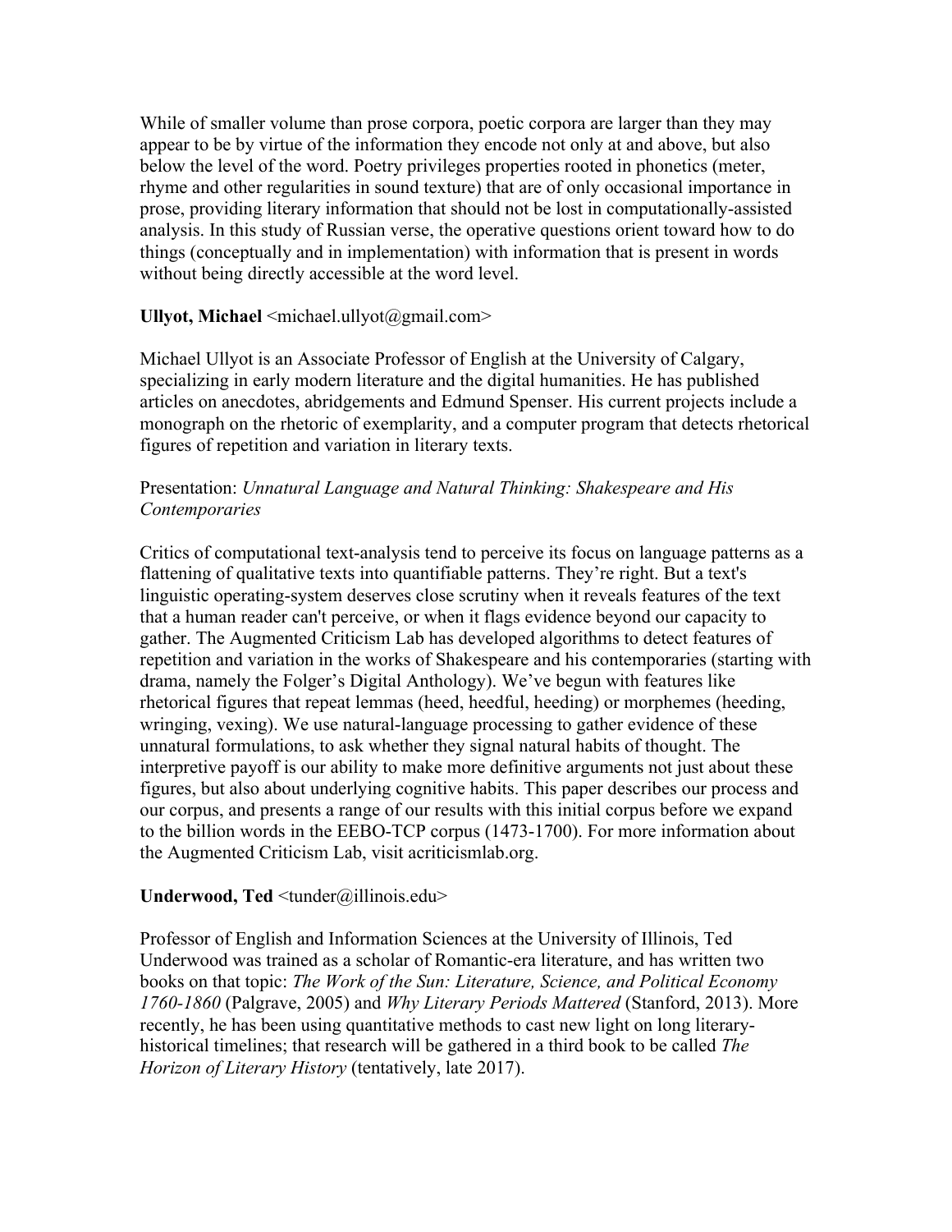While of smaller volume than prose corpora, poetic corpora are larger than they may appear to be by virtue of the information they encode not only at and above, but also below the level of the word. Poetry privileges properties rooted in phonetics (meter, rhyme and other regularities in sound texture) that are of only occasional importance in prose, providing literary information that should not be lost in computationally-assisted analysis. In this study of Russian verse, the operative questions orient toward how to do things (conceptually and in implementation) with information that is present in words without being directly accessible at the word level.

**Ullyot, Michael** <michael.ullyot@gmail.com>

Michael Ullyot is an Associate Professor of English at the University of Calgary, specializing in early modern literature and the digital humanities. He has published articles on anecdotes, abridgements and Edmund Spenser. His current projects include a monograph on the rhetoric of exemplarity, and a computer program that detects rhetorical figures of repetition and variation in literary texts.

Presentation: *Unnatural Language and Natural Thinking: Shakespeare and His Contemporaries*

Critics of computational text-analysis tend to perceive its focus on language patterns as a flattening of qualitative texts into quantifiable patterns. They're right. But a text's linguistic operating-system deserves close scrutiny when it reveals features of the text that a human reader can't perceive, or when it flags evidence beyond our capacity to gather. The Augmented Criticism Lab has developed algorithms to detect features of repetition and variation in the works of Shakespeare and his contemporaries (starting with drama, namely the Folger's Digital Anthology). We've begun with features like rhetorical figures that repeat lemmas (heed, heedful, heeding) or morphemes (heeding, wringing, vexing). We use natural-language processing to gather evidence of these unnatural formulations, to ask whether they signal natural habits of thought. The interpretive payoff is our ability to make more definitive arguments not just about these figures, but also about underlying cognitive habits. This paper describes our process and our corpus, and presents a range of our results with this initial corpus before we expand to the billion words in the EEBO-TCP corpus (1473-1700). For more information about the Augmented Criticism Lab, visit acriticismlab.org.

**Underwood, Ted** <tunder@illinois.edu>

Professor of English and Information Sciences at the University of Illinois, Ted Underwood was trained as a scholar of Romantic-era literature, and has written two books on that topic: *The Work of the Sun: Literature, Science, and Political Economy 1760-1860* (Palgrave, 2005) and *Why Literary Periods Mattered* (Stanford, 2013). More recently, he has been using quantitative methods to cast new light on long literary-historical timelines; that research will be gathered in a third book to be called *The Horizon of Literary History* (tentatively, late 2017).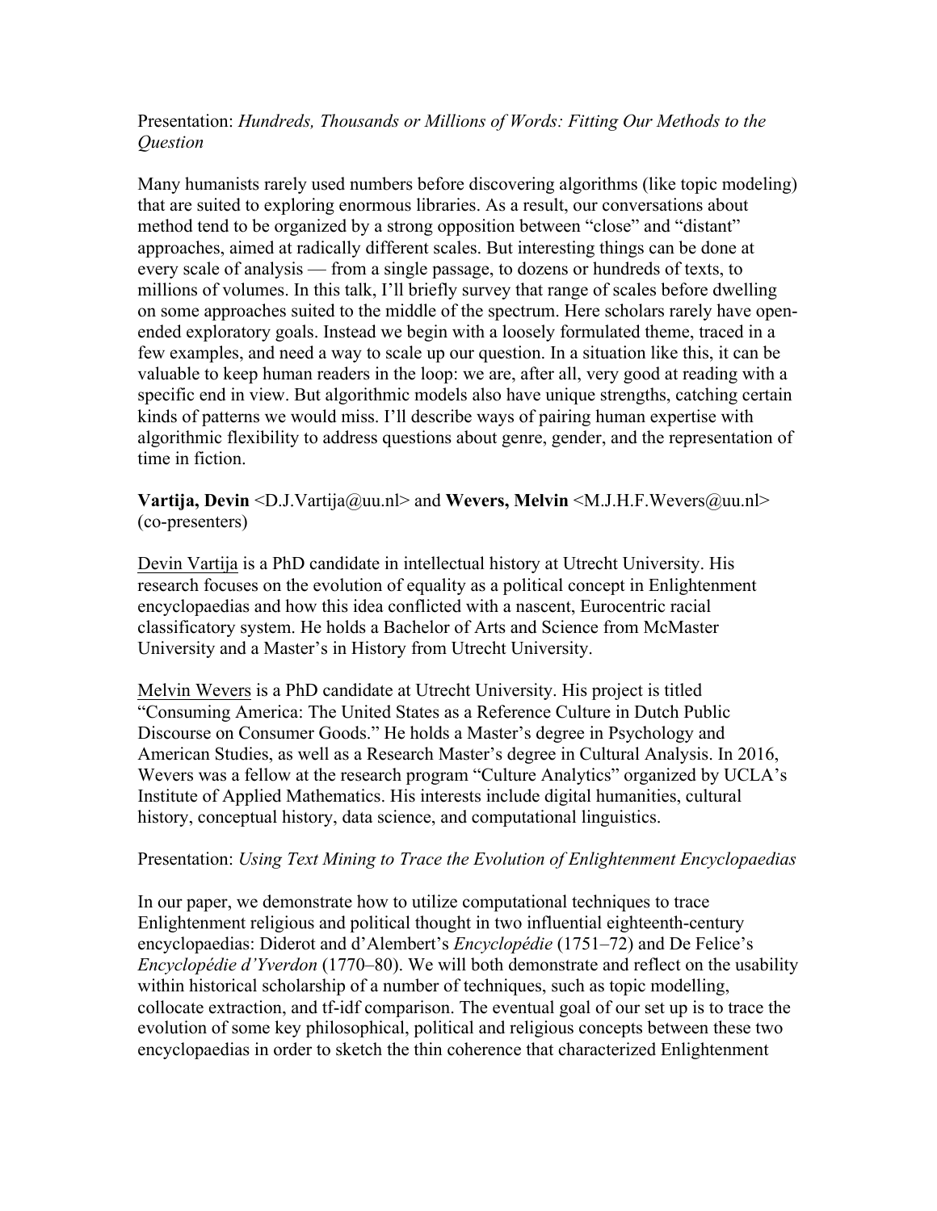Presentation: *Hundreds, Thousands or Millions of Words: Fitting Our Methods to the Question*

Many humanists rarely used numbers before discovering algorithms (like topic modeling) that are suited to exploring enormous libraries. As a result, our conversations about method tend to be organized by a strong opposition between "close" and "distant" approaches, aimed at radically different scales. But interesting things can be done at every scale of analysis — from a single passage, to dozens or hundreds of texts, to millions of volumes. In this talk, I'll briefly survey that range of scales before dwelling on some approaches suited to the middle of the spectrum. Here scholars rarely have open-ended exploratory goals. Instead we begin with a loosely formulated theme, traced in a few examples, and need a way to scale up our question. In a situation like this, it can be valuable to keep human readers in the loop: we are, after all, very good at reading with a specific end in view. But algorithmic models also have unique strengths, catching certain kinds of patterns we would miss. I'll describe ways of pairing human expertise with algorithmic flexibility to address questions about genre, gender, and the representation of time in fiction.

**Vartija, Devin** <D.J.Vartija@uu.nl> and **Wevers, Melvin** <M.J.H.F.Wevers@uu.nl> (co-presenters)

Devin Vartija is a PhD candidate in intellectual history at Utrecht University. His research focuses on the evolution of equality as a political concept in Enlightenment encyclopaedias and how this idea conflicted with a nascent, Eurocentric racial classificatory system. He holds a Bachelor of Arts and Science from McMaster University and a Master's in History from Utrecht University.

Melvin Wevers is a PhD candidate at Utrecht University. His project is titled "Consuming America: The United States as a Reference Culture in Dutch Public Discourse on Consumer Goods." He holds a Master's degree in Psychology and American Studies, as well as a Research Master's degree in Cultural Analysis. In 2016, Wevers was a fellow at the research program "Culture Analytics" organized by UCLA's Institute of Applied Mathematics. His interests include digital humanities, cultural history, conceptual history, data science, and computational linguistics.

Presentation: *Using Text Mining to Trace the Evolution of Enlightenment Encyclopaedias*

In our paper, we demonstrate how to utilize computational techniques to trace Enlightenment religious and political thought in two influential eighteenth-century encyclopaedias: Diderot and d'Alembert's *Encyclopédie* (1751–72) and De Felice's *Encyclopédie d'Yverdon* (1770–80). We will both demonstrate and reflect on the usability within historical scholarship of a number of techniques, such as topic modelling, collocate extraction, and tf-idf comparison. The eventual goal of our set up is to trace the evolution of some key philosophical, political and religious concepts between these two encyclopaedias in order to sketch the thin coherence that characterized Enlightenment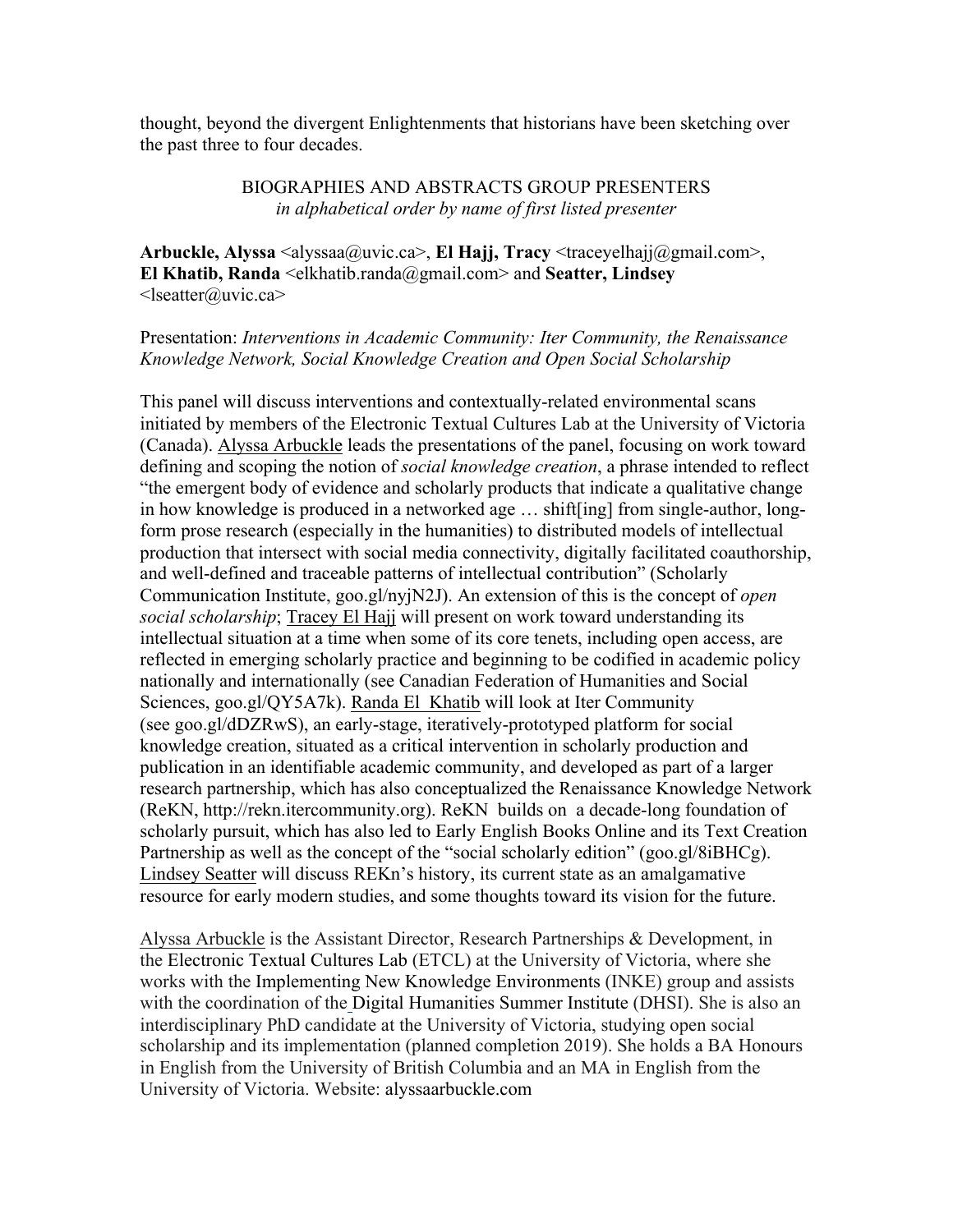thought, beyond the divergent Enlightenments that historians have been sketching over the past three to four decades.

## BIOGRAPHIES AND ABSTRACTS GROUP PRESENTERS

*in alphabetical order by name of first listed presenter*

**Arbuckle, Alyssa** <alyssaa@uvic.ca>, **El Hajj, Tracy** <traceyelhajj@gmail.com>, **El Khatib, Randa** <elkhatib.randa@gmail.com> and **Seatter, Lindsey** <lseatter@uvic.ca>

Presentation: *Interventions in Academic Community: Iter Community, the Renaissance Knowledge Network, Social Knowledge Creation and Open Social Scholarship*

This panel will discuss interventions and contextually-related environmental scans initiated by members of the Electronic Textual Cultures Lab at the University of Victoria (Canada). Alyssa Arbuckle leads the presentations of the panel, focusing on work toward defining and scoping the notion of *social knowledge creation*, a phrase intended to reflect "the emergent body of evidence and scholarly products that indicate a qualitative change in how knowledge is produced in a networked age … shift[ing] from single-author, long-form prose research (especially in the humanities) to distributed models of intellectual production that intersect with social media connectivity, digitally facilitated coauthorship, and well-defined and traceable patterns of intellectual contribution" (Scholarly Communication Institute, goo.gl/nyjN2J). An extension of this is the concept of *open social scholarship*; Tracey El Hajj will present on work toward understanding its intellectual situation at a time when some of its core tenets, including open access, are reflected in emerging scholarly practice and beginning to be codified in academic policy nationally and internationally (see Canadian Federation of Humanities and Social Sciences, goo.gl/QY5A7k). Randa El Khatib will look at Iter Community (see goo.gl/dDZRwS), an early-stage, iteratively-prototyped platform for social knowledge creation, situated as a critical intervention in scholarly production and publication in an identifiable academic community, and developed as part of a larger research partnership, which has also conceptualized the Renaissance Knowledge Network (ReKN, http://rekn.itercommunity.org). ReKN builds on a decade-long foundation of scholarly pursuit, which has also led to Early English Books Online and its Text Creation Partnership as well as the concept of the "social scholarly edition" (goo.gl/8iBHCg). Lindsey Seatter will discuss REKn's history, its current state as an amalgamative resource for early modern studies, and some thoughts toward its vision for the future.

Alyssa Arbuckle is the Assistant Director, Research Partnerships & Development, in the Electronic Textual Cultures Lab (ETCL) at the University of Victoria, where she works with the Implementing New Knowledge Environments (INKE) group and assists with the coordination of the Digital Humanities Summer Institute (DHSI). She is also an interdisciplinary PhD candidate at the University of Victoria, studying open social scholarship and its implementation (planned completion 2019). She holds a BA Honours in English from the University of British Columbia and an MA in English from the University of Victoria. Website: alyssaarbuckle.com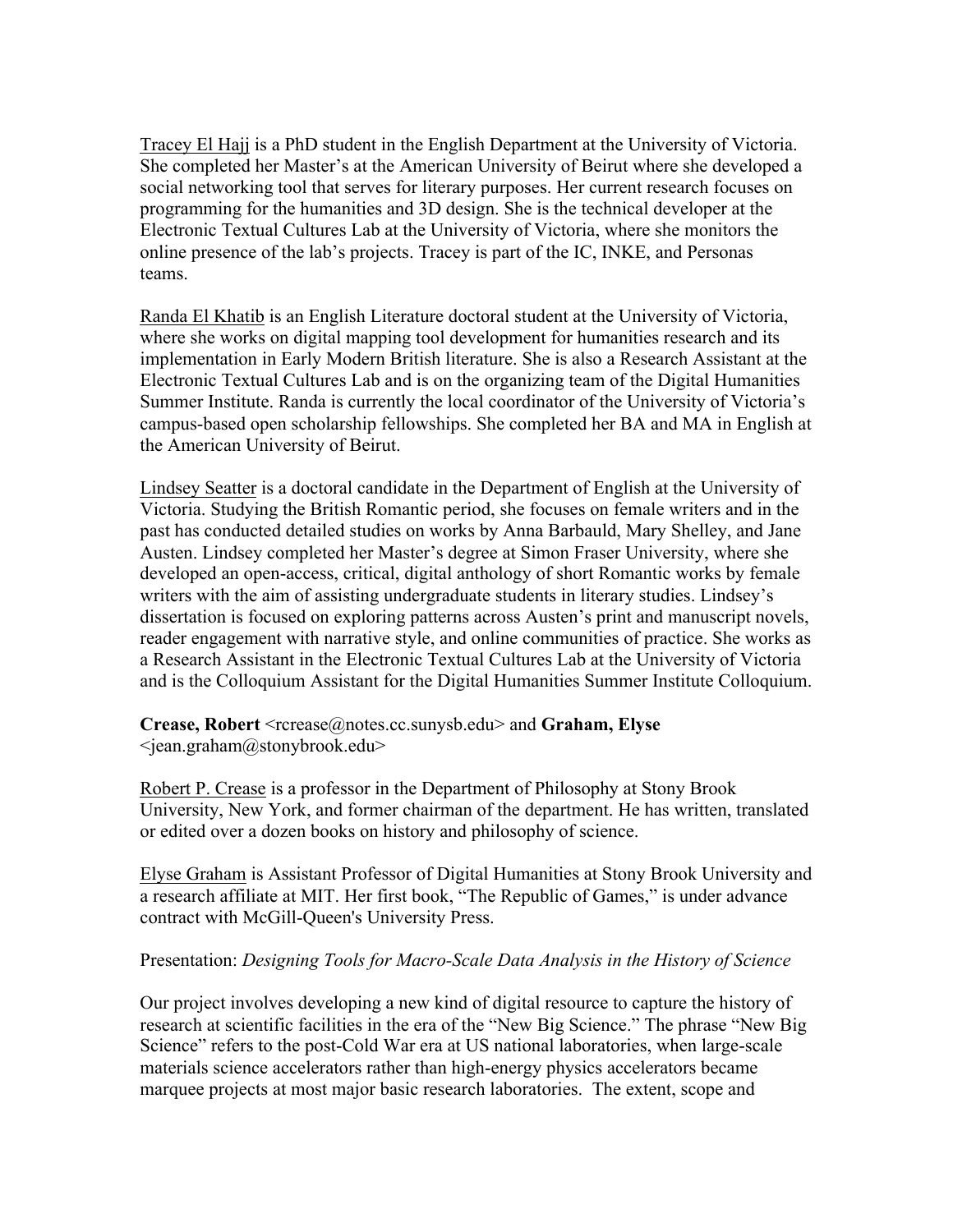Tracey El Hajj is a PhD student in the English Department at the University of Victoria. She completed her Master's at the American University of Beirut where she developed a social networking tool that serves for literary purposes. Her current research focuses on programming for the humanities and 3D design. She is the technical developer at the Electronic Textual Cultures Lab at the University of Victoria, where she monitors the online presence of the lab's projects. Tracey is part of the IC, INKE, and Personas teams.

Randa El Khatib is an English Literature doctoral student at the University of Victoria, where she works on digital mapping tool development for humanities research and its implementation in Early Modern British literature. She is also a Research Assistant at the Electronic Textual Cultures Lab and is on the organizing team of the Digital Humanities Summer Institute. Randa is currently the local coordinator of the University of Victoria's campus-based open scholarship fellowships. She completed her BA and MA in English at the American University of Beirut.

Lindsey Seatter is a doctoral candidate in the Department of English at the University of Victoria. Studying the British Romantic period, she focuses on female writers and in the past has conducted detailed studies on works by Anna Barbauld, Mary Shelley, and Jane Austen. Lindsey completed her Master's degree at Simon Fraser University, where she developed an open-access, critical, digital anthology of short Romantic works by female writers with the aim of assisting undergraduate students in literary studies. Lindsey's dissertation is focused on exploring patterns across Austen's print and manuscript novels, reader engagement with narrative style, and online communities of practice. She works as a Research Assistant in the Electronic Textual Cultures Lab at the University of Victoria and is the Colloquium Assistant for the Digital Humanities Summer Institute Colloquium.

**Crease, Robert** <rcrease@notes.cc.sunysb.edu> and **Graham, Elyse** <jean.graham@stonybrook.edu>

Robert P. Crease is a professor in the Department of Philosophy at Stony Brook University, New York, and former chairman of the department. He has written, translated or edited over a dozen books on history and philosophy of science.

Elyse Graham is Assistant Professor of Digital Humanities at Stony Brook University and a research affiliate at MIT. Her first book, "The Republic of Games," is under advance contract with McGill-Queen's University Press.

Presentation: *Designing Tools for Macro-Scale Data Analysis in the History of Science*

Our project involves developing a new kind of digital resource to capture the history of research at scientific facilities in the era of the "New Big Science." The phrase "New Big Science" refers to the post-Cold War era at US national laboratories, when large-scale materials science accelerators rather than high-energy physics accelerators became marquee projects at most major basic research laboratories. The extent, scope and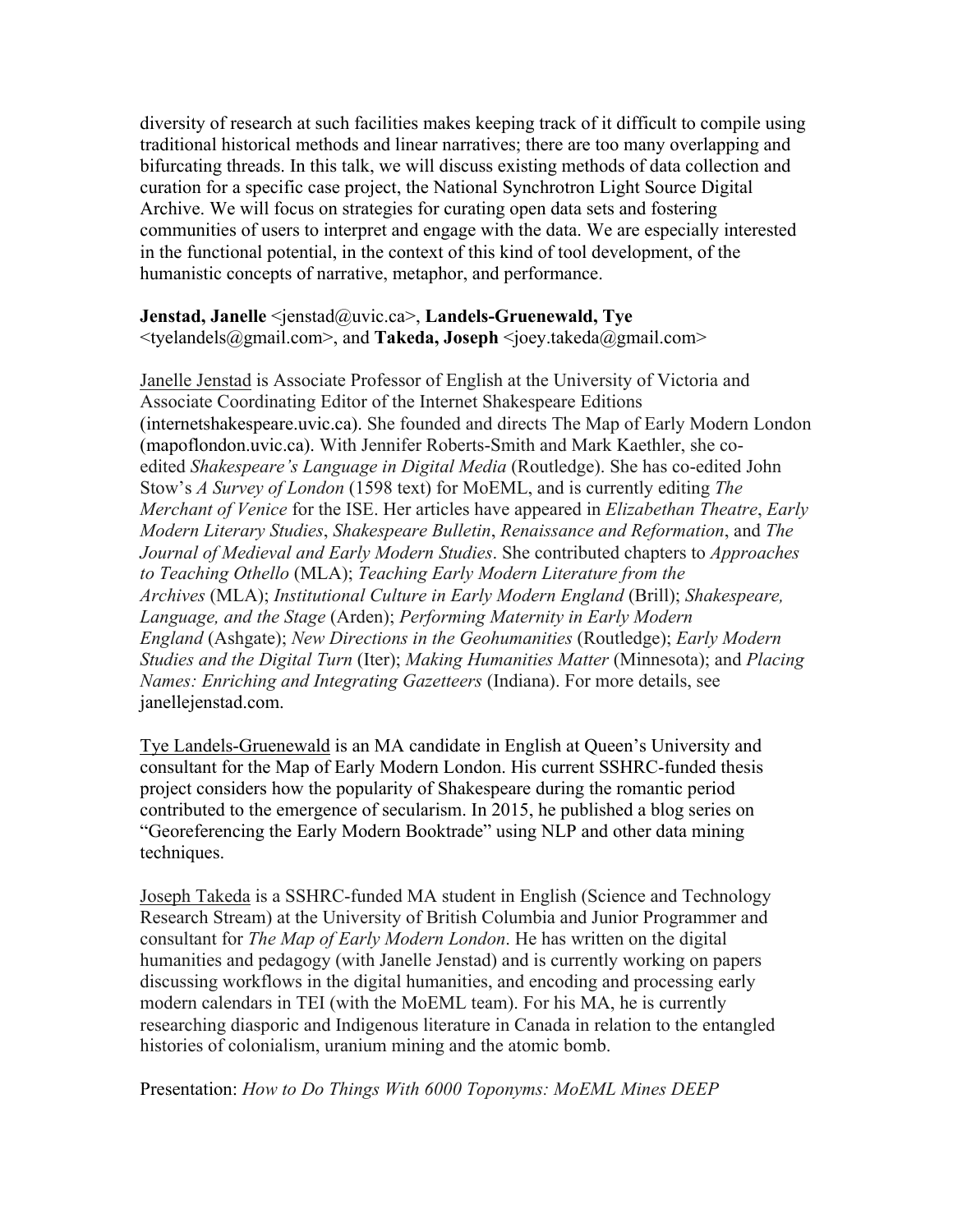diversity of research at such facilities makes keeping track of it difficult to compile using traditional historical methods and linear narratives; there are too many overlapping and bifurcating threads. In this talk, we will discuss existing methods of data collection and curation for a specific case project, the National Synchrotron Light Source Digital Archive. We will focus on strategies for curating open data sets and fostering communities of users to interpret and engage with the data. We are especially interested in the functional potential, in the context of this kind of tool development, of the humanistic concepts of narrative, metaphor, and performance.

**Jenstad, Janelle** <jenstad@uvic.ca>, **Landels-Gruenewald, Tye** <tyelandels@gmail.com>, and **Takeda, Joseph** <joey.takeda@gmail.com>

Janelle Jenstad is Associate Professor of English at the University of Victoria and Associate Coordinating Editor of the Internet Shakespeare Editions (internetshakespeare.uvic.ca). She founded and directs The Map of Early Modern London (mapoflondon.uvic.ca). With Jennifer Roberts-Smith and Mark Kaethler, she co-edited *Shakespeare's Language in Digital Media* (Routledge). She has co-edited John Stow's *A Survey of London* (1598 text) for MoEML, and is currently editing *The Merchant of Venice* for the ISE. Her articles have appeared in *Elizabethan Theatre*, *Early Modern Literary Studies*, *Shakespeare Bulletin*, *Renaissance and Reformation*, and *The Journal of Medieval and Early Modern Studies*. She contributed chapters to *Approaches to Teaching Othello* (MLA); *Teaching Early Modern Literature from the Archives* (MLA); *Institutional Culture in Early Modern England* (Brill); *Shakespeare, Language, and the Stage* (Arden); *Performing Maternity in Early Modern England* (Ashgate); *New Directions in the Geohumanities* (Routledge); *Early Modern Studies and the Digital Turn* (Iter); *Making Humanities Matter* (Minnesota); and *Placing Names: Enriching and Integrating Gazetteers* (Indiana). For more details, see janellejenstad.com.

Tye Landels-Gruenewald is an MA candidate in English at Queen's University and consultant for the Map of Early Modern London. His current SSHRC-funded thesis project considers how the popularity of Shakespeare during the romantic period contributed to the emergence of secularism. In 2015, he published a blog series on "Georeferencing the Early Modern Booktrade" using NLP and other data mining techniques.

Joseph Takeda is a SSHRC-funded MA student in English (Science and Technology Research Stream) at the University of British Columbia and Junior Programmer and consultant for *The Map of Early Modern London*. He has written on the digital humanities and pedagogy (with Janelle Jenstad) and is currently working on papers discussing workflows in the digital humanities, and encoding and processing early modern calendars in TEI (with the MoEML team). For his MA, he is currently researching diasporic and Indigenous literature in Canada in relation to the entangled histories of colonialism, uranium mining and the atomic bomb.

Presentation: *How to Do Things With 6000 Toponyms: MoEML Mines DEEP*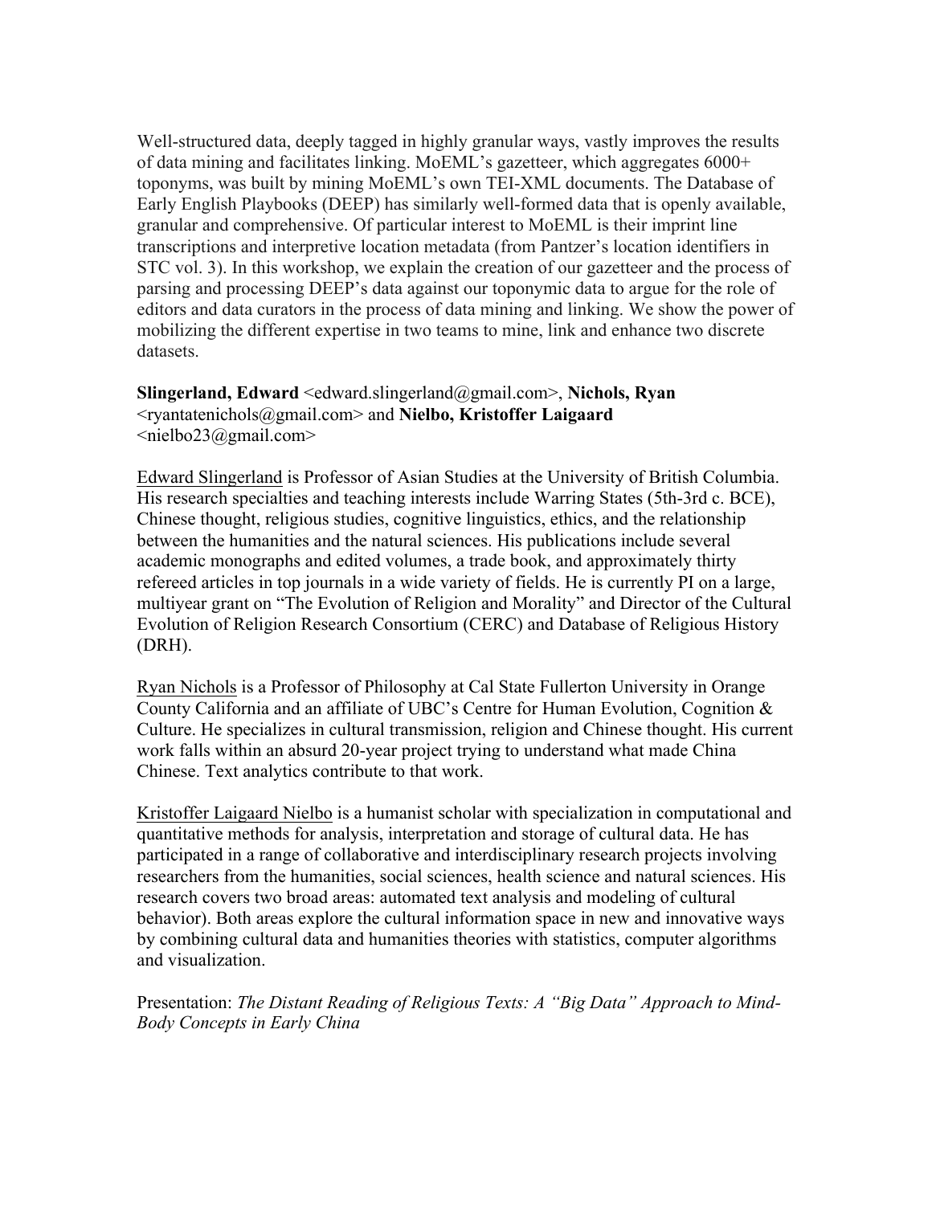Well-structured data, deeply tagged in highly granular ways, vastly improves the results of data mining and facilitates linking. MoEML's gazetteer, which aggregates 6000+ toponyms, was built by mining MoEML's own TEI-XML documents. The Database of Early English Playbooks (DEEP) has similarly well-formed data that is openly available, granular and comprehensive. Of particular interest to MoEML is their imprint line transcriptions and interpretive location metadata (from Pantzer's location identifiers in STC vol. 3). In this workshop, we explain the creation of our gazetteer and the process of parsing and processing DEEP's data against our toponymic data to argue for the role of editors and data curators in the process of data mining and linking. We show the power of mobilizing the different expertise in two teams to mine, link and enhance two discrete datasets.

**Slingerland, Edward** <edward.slingerland@gmail.com>, **Nichols, Ryan** <ryantatenichols@gmail.com> and **Nielbo, Kristoffer Laigaard** <nielbo23@gmail.com>

Edward Slingerland is Professor of Asian Studies at the University of British Columbia. His research specialties and teaching interests include Warring States (5th-3rd c. BCE), Chinese thought, religious studies, cognitive linguistics, ethics, and the relationship between the humanities and the natural sciences. His publications include several academic monographs and edited volumes, a trade book, and approximately thirty refereed articles in top journals in a wide variety of fields. He is currently PI on a large, multiyear grant on "The Evolution of Religion and Morality" and Director of the Cultural Evolution of Religion Research Consortium (CERC) and Database of Religious History (DRH).

Ryan Nichols is a Professor of Philosophy at Cal State Fullerton University in Orange County California and an affiliate of UBC's Centre for Human Evolution, Cognition & Culture. He specializes in cultural transmission, religion and Chinese thought. His current work falls within an absurd 20-year project trying to understand what made China Chinese. Text analytics contribute to that work.

Kristoffer Laigaard Nielbo is a humanist scholar with specialization in computational and quantitative methods for analysis, interpretation and storage of cultural data. He has participated in a range of collaborative and interdisciplinary research projects involving researchers from the humanities, social sciences, health science and natural sciences. His research covers two broad areas: automated text analysis and modeling of cultural behavior). Both areas explore the cultural information space in new and innovative ways by combining cultural data and humanities theories with statistics, computer algorithms and visualization.

Presentation: *The Distant Reading of Religious Texts: A "Big Data" Approach to Mind-Body Concepts in Early China*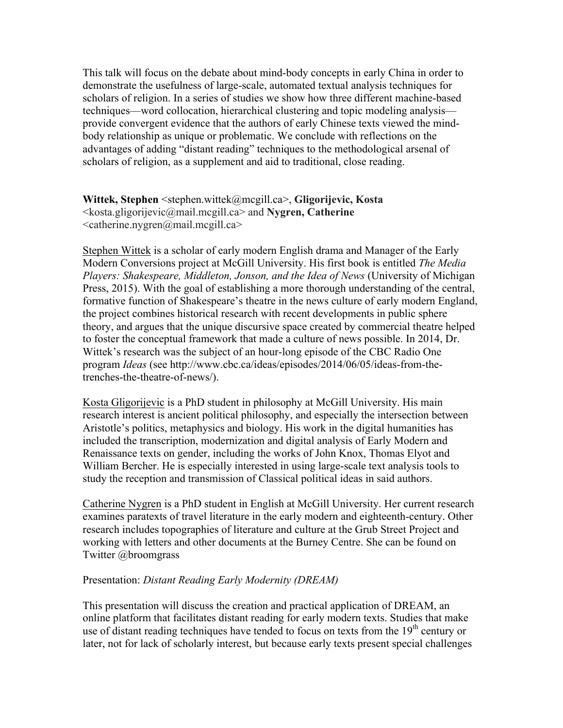This talk will focus on the debate about mind-body concepts in early China in order to demonstrate the usefulness of large-scale, automated textual analysis techniques for scholars of religion. In a series of studies we show how three different machine-based techniques—word collocation, hierarchical clustering and topic modeling analysis—provide convergent evidence that the authors of early Chinese texts viewed the mind-body relationship as unique or problematic. We conclude with reflections on the advantages of adding "distant reading" techniques to the methodological arsenal of scholars of religion, as a supplement and aid to traditional, close reading.

**Wittek, Stephen** <stephen.wittek@mcgill.ca>, **Gligorijevic, Kosta** <kosta.gligorijevic@mail.mcgill.ca> and **Nygren, Catherine** <catherine.nygren@mail.mcgill.ca>

Stephen Wittek is a scholar of early modern English drama and Manager of the Early Modern Conversions project at McGill University. His first book is entitled *The Media Players: Shakespeare, Middleton, Jonson, and the Idea of News* (University of Michigan Press, 2015). With the goal of establishing a more thorough understanding of the central, formative function of Shakespeare's theatre in the news culture of early modern England, the project combines historical research with recent developments in public sphere theory, and argues that the unique discursive space created by commercial theatre helped to foster the conceptual framework that made a culture of news possible. In 2014, Dr. Wittek's research was the subject of an hour-long episode of the CBC Radio One program *Ideas* (see http://www.cbc.ca/ideas/episodes/2014/06/05/ideas-from-the-trenches-the-theatre-of-news/).

Kosta Gligorijevic is a PhD student in philosophy at McGill University. His main research interest is ancient political philosophy, and especially the intersection between Aristotle's politics, metaphysics and biology. His work in the digital humanities has included the transcription, modernization and digital analysis of Early Modern and Renaissance texts on gender, including the works of John Knox, Thomas Elyot and William Bercher. He is especially interested in using large-scale text analysis tools to study the reception and transmission of Classical political ideas in said authors.

Catherine Nygren is a PhD student in English at McGill University. Her current research examines paratexts of travel literature in the early modern and eighteenth-century. Other research includes topographies of literature and culture at the Grub Street Project and working with letters and other documents at the Burney Centre. She can be found on Twitter @broomgrass

Presentation: *Distant Reading Early Modernity (DREAM)*

This presentation will discuss the creation and practical application of DREAM, an online platform that facilitates distant reading for early modern texts. Studies that make use of distant reading techniques have tended to focus on texts from the 19th century or later, not for lack of scholarly interest, but because early texts present special challenges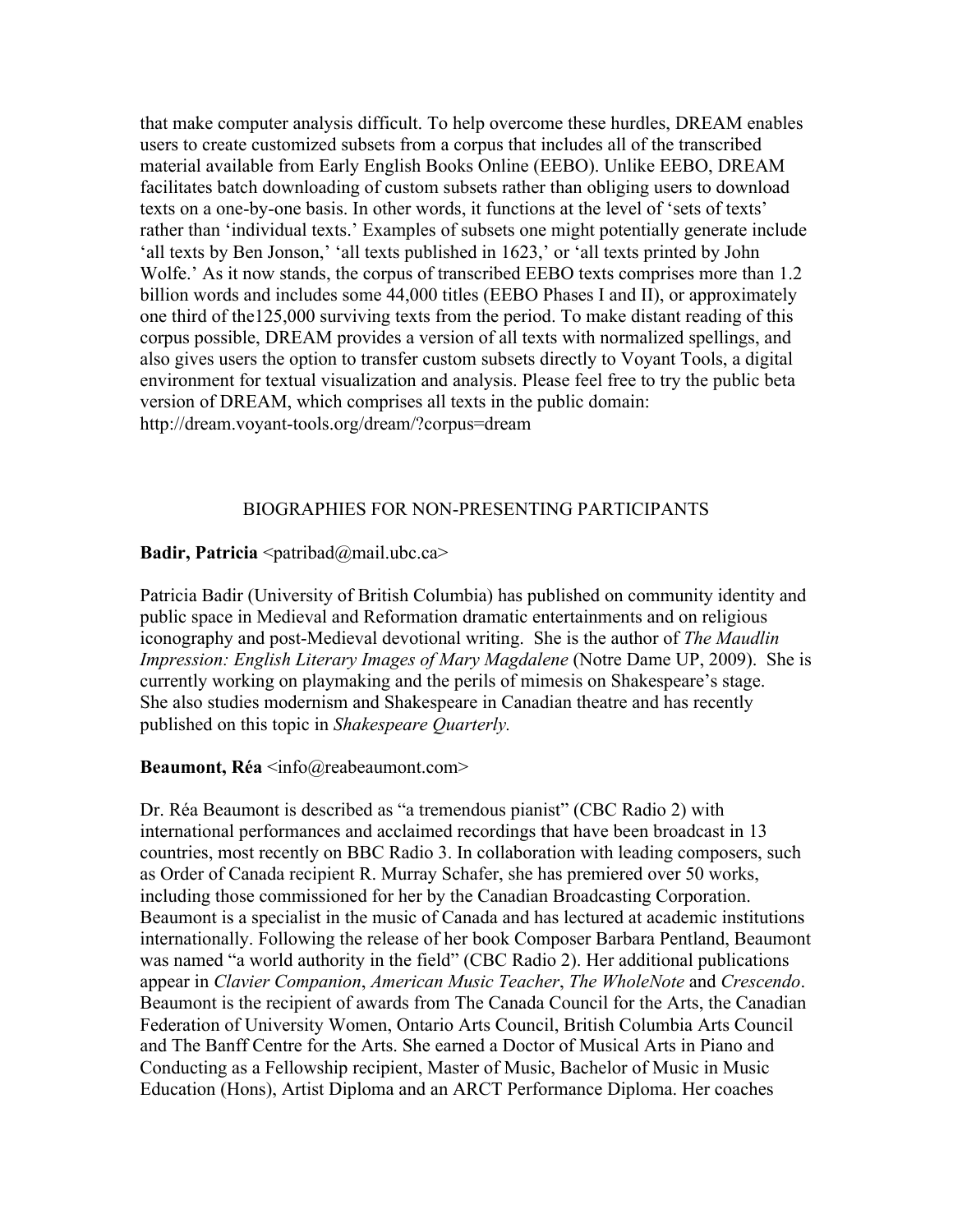that make computer analysis difficult. To help overcome these hurdles, DREAM enables users to create customized subsets from a corpus that includes all of the transcribed material available from Early English Books Online (EEBO). Unlike EEBO, DREAM facilitates batch downloading of custom subsets rather than obliging users to download texts on a one-by-one basis. In other words, it functions at the level of 'sets of texts' rather than 'individual texts.' Examples of subsets one might potentially generate include 'all texts by Ben Jonson,' 'all texts published in 1623,' or 'all texts printed by John Wolfe.' As it now stands, the corpus of transcribed EEBO texts comprises more than 1.2 billion words and includes some 44,000 titles (EEBO Phases I and II), or approximately one third of the125,000 surviving texts from the period. To make distant reading of this corpus possible, DREAM provides a version of all texts with normalized spellings, and also gives users the option to transfer custom subsets directly to Voyant Tools, a digital environment for textual visualization and analysis. Please feel free to try the public beta version of DREAM, which comprises all texts in the public domain: http://dream.voyant-tools.org/dream/?corpus=dream

## BIOGRAPHIES FOR NON-PRESENTING PARTICIPANTS

**Badir, Patricia** <patribad@mail.ubc.ca>

Patricia Badir (University of British Columbia) has published on community identity and public space in Medieval and Reformation dramatic entertainments and on religious iconography and post-Medieval devotional writing. She is the author of *The Maudlin Impression: English Literary Images of Mary Magdalene* (Notre Dame UP, 2009). She is currently working on playmaking and the perils of mimesis on Shakespeare's stage. She also studies modernism and Shakespeare in Canadian theatre and has recently published on this topic in *Shakespeare Quarterly.*

**Beaumont, Réa** <info@reabeaumont.com>

Dr. Réa Beaumont is described as "a tremendous pianist" (CBC Radio 2) with international performances and acclaimed recordings that have been broadcast in 13 countries, most recently on BBC Radio 3. In collaboration with leading composers, such as Order of Canada recipient R. Murray Schafer, she has premiered over 50 works, including those commissioned for her by the Canadian Broadcasting Corporation. Beaumont is a specialist in the music of Canada and has lectured at academic institutions internationally. Following the release of her book Composer Barbara Pentland, Beaumont was named "a world authority in the field" (CBC Radio 2). Her additional publications appear in *Clavier Companion*, *American Music Teacher*, *The WholeNote* and *Crescendo*. Beaumont is the recipient of awards from The Canada Council for the Arts, the Canadian Federation of University Women, Ontario Arts Council, British Columbia Arts Council and The Banff Centre for the Arts. She earned a Doctor of Musical Arts in Piano and Conducting as a Fellowship recipient, Master of Music, Bachelor of Music in Music Education (Hons), Artist Diploma and an ARCT Performance Diploma. Her coaches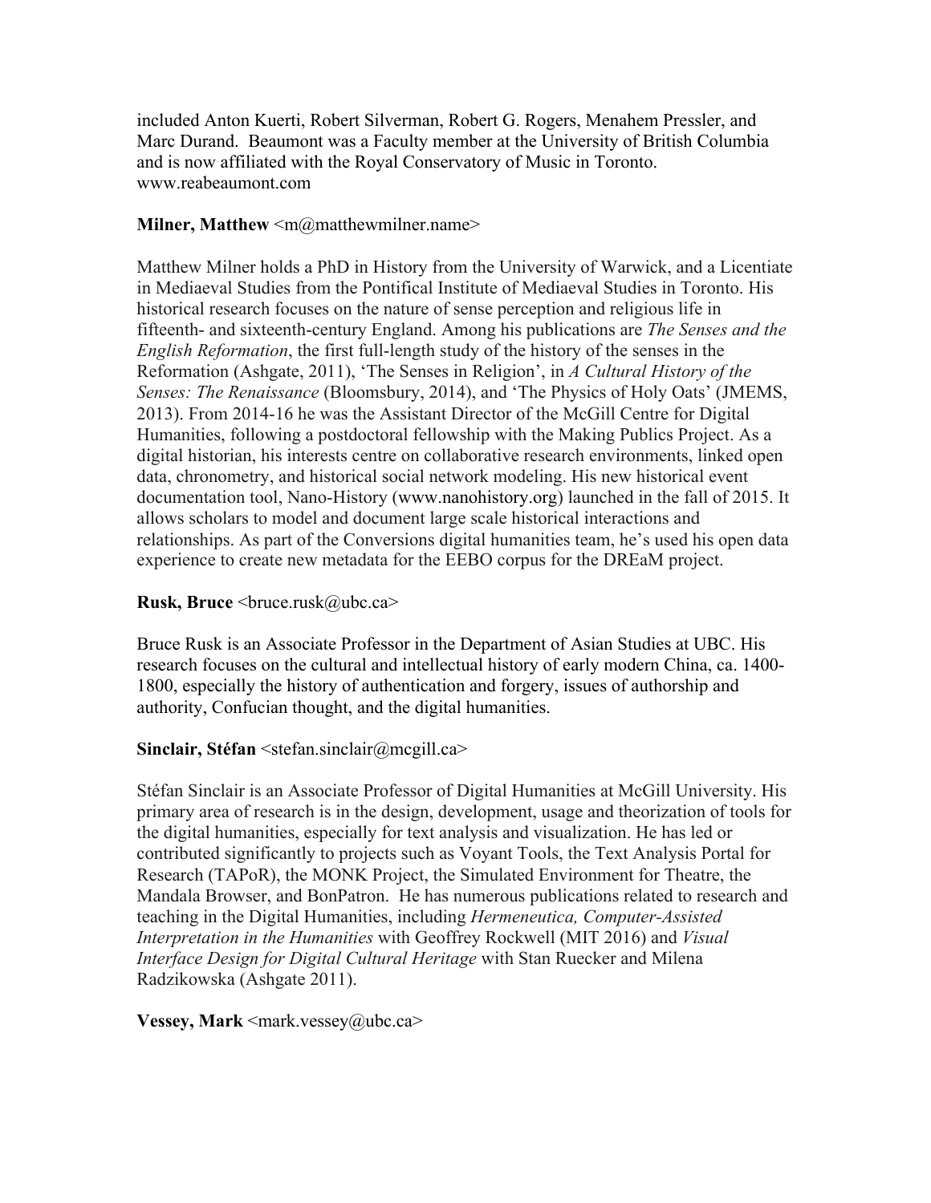included Anton Kuerti, Robert Silverman, Robert G. Rogers, Menahem Pressler, and Marc Durand. Beaumont was a Faculty member at the University of British Columbia and is now affiliated with the Royal Conservatory of Music in Toronto. www.reabeaumont.com

**Milner, Matthew** <m@matthewmilner.name>

Matthew Milner holds a PhD in History from the University of Warwick, and a Licentiate in Mediaeval Studies from the Pontifical Institute of Mediaeval Studies in Toronto. His historical research focuses on the nature of sense perception and religious life in fifteenth- and sixteenth-century England. Among his publications are *The Senses and the English Reformation*, the first full-length study of the history of the senses in the Reformation (Ashgate, 2011), 'The Senses in Religion', in *A Cultural History of the Senses: The Renaissance* (Bloomsbury, 2014), and 'The Physics of Holy Oats' (JMEMS, 2013). From 2014-16 he was the Assistant Director of the McGill Centre for Digital Humanities, following a postdoctoral fellowship with the Making Publics Project. As a digital historian, his interests centre on collaborative research environments, linked open data, chronometry, and historical social network modeling. His new historical event documentation tool, Nano-History (www.nanohistory.org) launched in the fall of 2015. It allows scholars to model and document large scale historical interactions and relationships. As part of the Conversions digital humanities team, he's used his open data experience to create new metadata for the EEBO corpus for the DREaM project.

**Rusk, Bruce** <bruce.rusk@ubc.ca>

Bruce Rusk is an Associate Professor in the Department of Asian Studies at UBC. His research focuses on the cultural and intellectual history of early modern China, ca. 1400-1800, especially the history of authentication and forgery, issues of authorship and authority, Confucian thought, and the digital humanities.

**Sinclair, Stéfan** <stefan.sinclair@mcgill.ca>

Stéfan Sinclair is an Associate Professor of Digital Humanities at McGill University. His primary area of research is in the design, development, usage and theorization of tools for the digital humanities, especially for text analysis and visualization. He has led or contributed significantly to projects such as Voyant Tools, the Text Analysis Portal for Research (TAPoR), the MONK Project, the Simulated Environment for Theatre, the Mandala Browser, and BonPatron. He has numerous publications related to research and teaching in the Digital Humanities, including *Hermeneutica, Computer-Assisted Interpretation in the Humanities* with Geoffrey Rockwell (MIT 2016) and *Visual Interface Design for Digital Cultural Heritage* with Stan Ruecker and Milena Radzikowska (Ashgate 2011).

**Vessey, Mark** <mark.vessey@ubc.ca>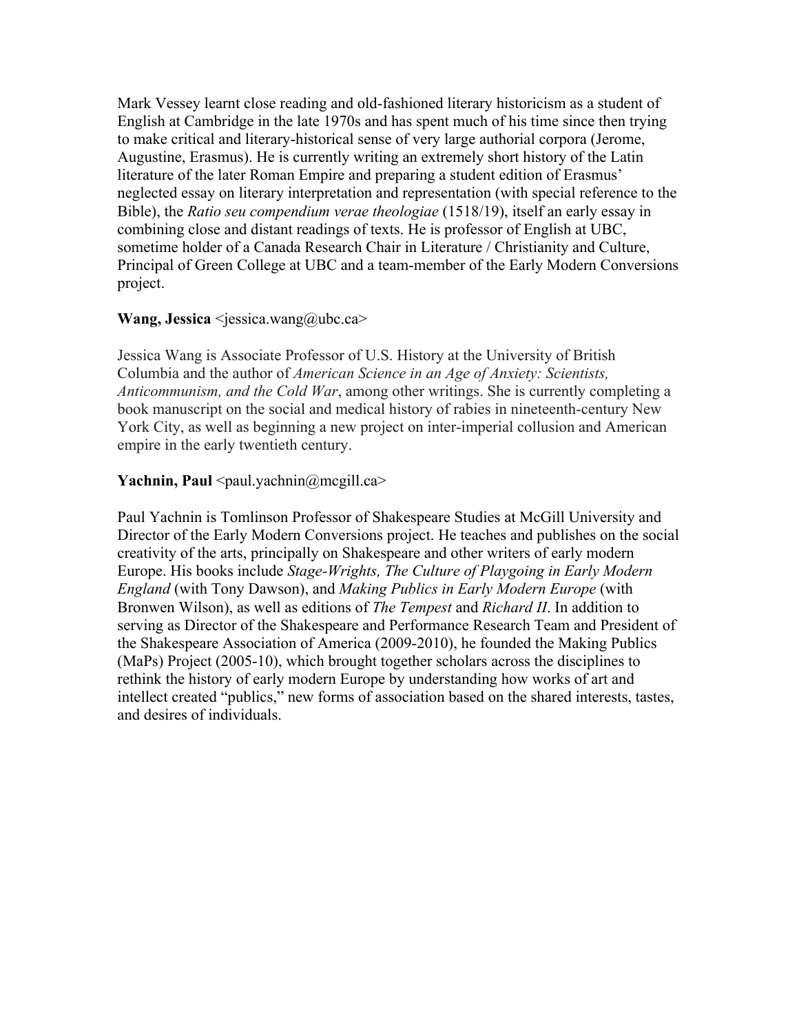Mark Vessey learnt close reading and old-fashioned literary historicism as a student of English at Cambridge in the late 1970s and has spent much of his time since then trying to make critical and literary-historical sense of very large authorial corpora (Jerome, Augustine, Erasmus). He is currently writing an extremely short history of the Latin literature of the later Roman Empire and preparing a student edition of Erasmus' neglected essay on literary interpretation and representation (with special reference to the Bible), the *Ratio seu compendium verae theologiae* (1518/19), itself an early essay in combining close and distant readings of texts. He is professor of English at UBC, sometime holder of a Canada Research Chair in Literature / Christianity and Culture, Principal of Green College at UBC and a team-member of the Early Modern Conversions project.

**Wang, Jessica** <jessica.wang@ubc.ca>

Jessica Wang is Associate Professor of U.S. History at the University of British Columbia and the author of *American Science in an Age of Anxiety: Scientists, Anticommunism, and the Cold War*, among other writings. She is currently completing a book manuscript on the social and medical history of rabies in nineteenth-century New York City, as well as beginning a new project on inter-imperial collusion and American empire in the early twentieth century.

**Yachnin, Paul** <paul.yachnin@mcgill.ca>

Paul Yachnin is Tomlinson Professor of Shakespeare Studies at McGill University and Director of the Early Modern Conversions project. He teaches and publishes on the social creativity of the arts, principally on Shakespeare and other writers of early modern Europe. His books include *Stage-Wrights, The Culture of Playgoing in Early Modern England* (with Tony Dawson), and *Making Publics in Early Modern Europe* (with Bronwen Wilson), as well as editions of *The Tempest* and *Richard II*. In addition to serving as Director of the Shakespeare and Performance Research Team and President of the Shakespeare Association of America (2009-2010), he founded the Making Publics (MaPs) Project (2005-10), which brought together scholars across the disciplines to rethink the history of early modern Europe by understanding how works of art and intellect created "publics," new forms of association based on the shared interests, tastes, and desires of individuals.